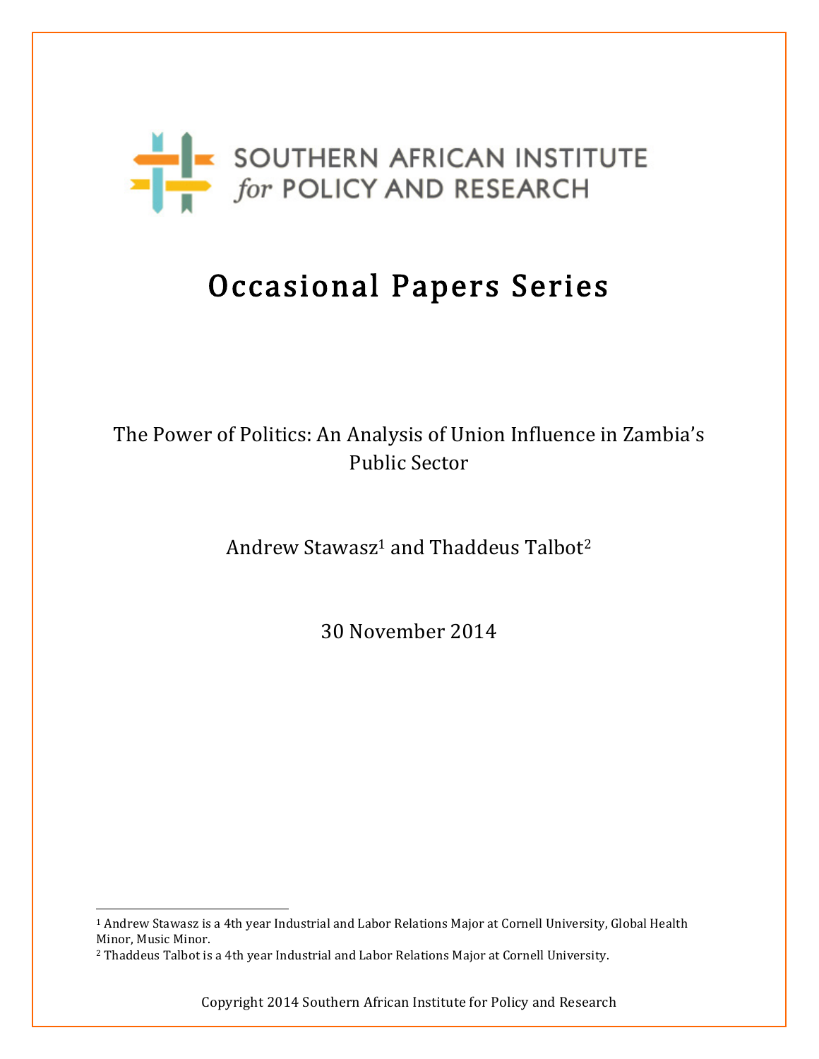SOUTHERN AFRICAN INSTITUTE *for* POLICY AND RESEARCH

# Occasional Papers Series

## The Power of Politics: An Analysis of Union Influence in Zambia's Public Sector

Andrew Stawasz[1] and Thaddeus Talbot[2]

30 November 2014

[1] Andrew Stawasz is a 4th year Industrial and Labor Relations Major at Cornell University, Global Health Minor, Music Minor.

[2] Thaddeus Talbot is a 4th year Industrial and Labor Relations Major at Cornell University.

Copyright 2014 Southern African Institute for Policy and Research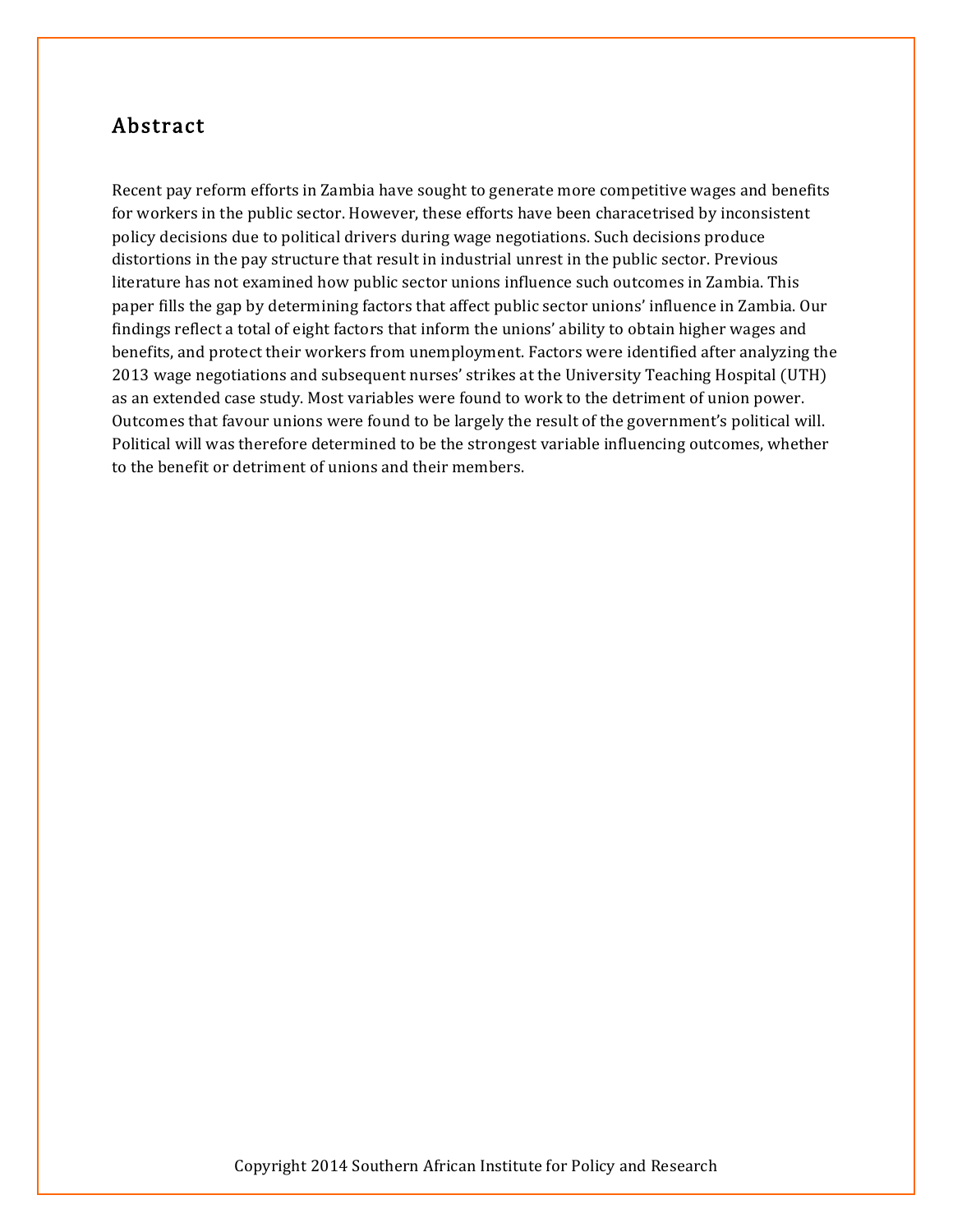## Abstract

Recent pay reform efforts in Zambia have sought to generate more competitive wages and benefits for workers in the public sector. However, these efforts have been characterised by inconsistent policy decisions due to political drivers during wage negotiations. Such decisions produce distortions in the pay structure that result in industrial unrest in the public sector. Previous literature has not examined how public sector unions influence such outcomes in Zambia. This paper fills the gap by determining factors that affect public sector unions' influence in Zambia. Our findings reflect a total of eight factors that inform the unions' ability to obtain higher wages and benefits, and protect their workers from unemployment. Factors were identified after analyzing the 2013 wage negotiations and subsequent nurses' strikes at the University Teaching Hospital (UTH) as an extended case study. Most variables were found to work to the detriment of union power. Outcomes that favour unions were found to be largely the result of the government's political will. Political will was therefore determined to be the strongest variable influencing outcomes, whether to the benefit or detriment of unions and their members.

Copyright 2014 Southern African Institute for Policy and Research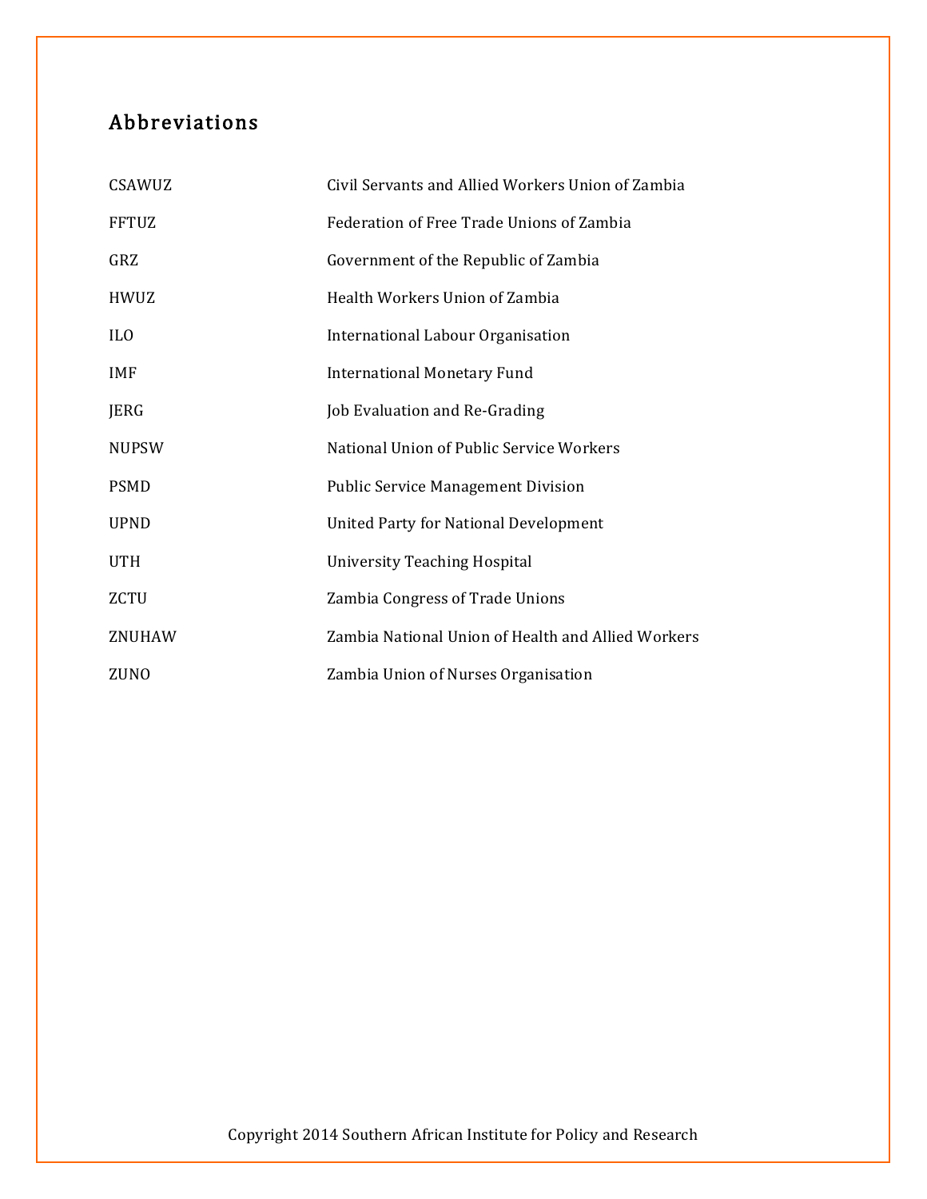## Abbreviations

| | |
|---|---|
| CSAWUZ | Civil Servants and Allied Workers Union of Zambia |
| FFTUZ | Federation of Free Trade Unions of Zambia |
| GRZ | Government of the Republic of Zambia |
| HWUZ | Health Workers Union of Zambia |
| ILO | International Labour Organisation |
| IMF | International Monetary Fund |
| JERG | Job Evaluation and Re-Grading |
| NUPSW | National Union of Public Service Workers |
| PSMD | Public Service Management Division |
| UPND | United Party for National Development |
| UTH | University Teaching Hospital |
| ZCTU | Zambia Congress of Trade Unions |
| ZNUHAW | Zambia National Union of Health and Allied Workers |
| ZUNO | Zambia Union of Nurses Organisation |

Copyright 2014 Southern African Institute for Policy and Research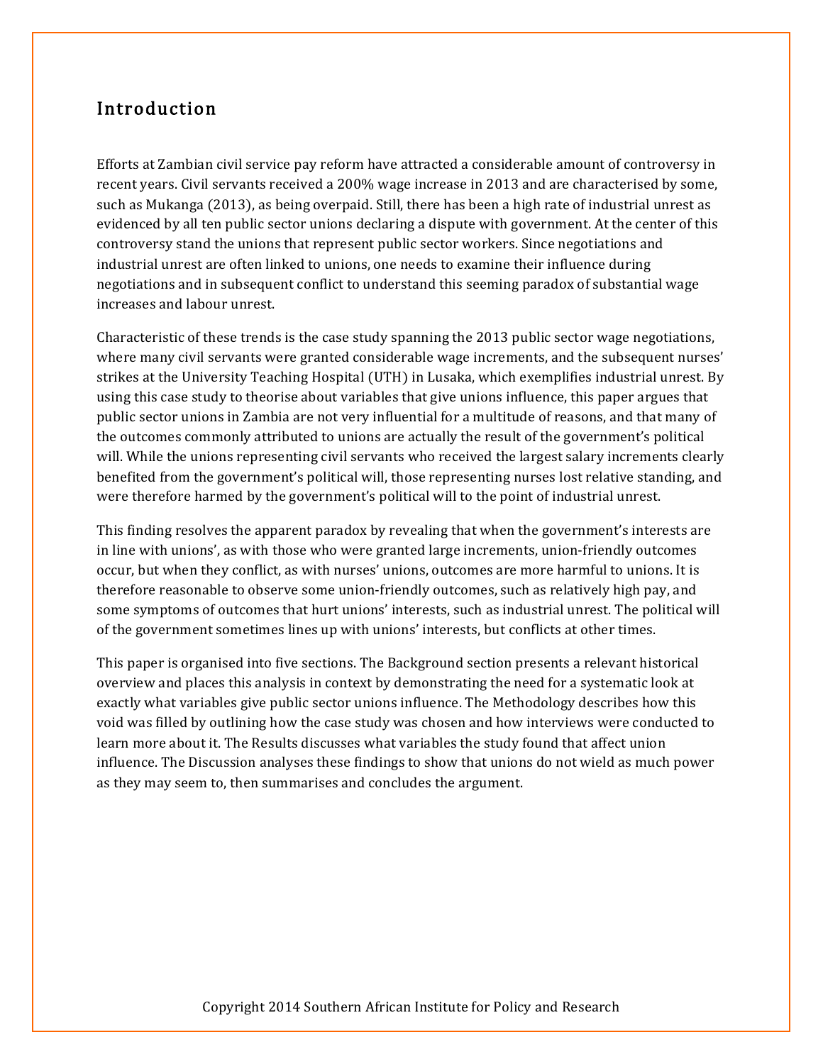## Introduction

Efforts at Zambian civil service pay reform have attracted a considerable amount of controversy in recent years. Civil servants received a 200% wage increase in 2013 and are characterised by some, such as Mukanga (2013), as being overpaid. Still, there has been a high rate of industrial unrest as evidenced by all ten public sector unions declaring a dispute with government. At the center of this controversy stand the unions that represent public sector workers. Since negotiations and industrial unrest are often linked to unions, one needs to examine their influence during negotiations and in subsequent conflict to understand this seeming paradox of substantial wage increases and labour unrest.

Characteristic of these trends is the case study spanning the 2013 public sector wage negotiations, where many civil servants were granted considerable wage increments, and the subsequent nurses' strikes at the University Teaching Hospital (UTH) in Lusaka, which exemplifies industrial unrest. By using this case study to theorise about variables that give unions influence, this paper argues that public sector unions in Zambia are not very influential for a multitude of reasons, and that many of the outcomes commonly attributed to unions are actually the result of the government's political will. While the unions representing civil servants who received the largest salary increments clearly benefited from the government's political will, those representing nurses lost relative standing, and were therefore harmed by the government's political will to the point of industrial unrest.

This finding resolves the apparent paradox by revealing that when the government's interests are in line with unions', as with those who were granted large increments, union-friendly outcomes occur, but when they conflict, as with nurses' unions, outcomes are more harmful to unions. It is therefore reasonable to observe some union-friendly outcomes, such as relatively high pay, and some symptoms of outcomes that hurt unions' interests, such as industrial unrest. The political will of the government sometimes lines up with unions' interests, but conflicts at other times.

This paper is organised into five sections. The Background section presents a relevant historical overview and places this analysis in context by demonstrating the need for a systematic look at exactly what variables give public sector unions influence. The Methodology describes how this void was filled by outlining how the case study was chosen and how interviews were conducted to learn more about it. The Results discusses what variables the study found that affect union influence. The Discussion analyses these findings to show that unions do not wield as much power as they may seem to, then summarises and concludes the argument.

Copyright 2014 Southern African Institute for Policy and Research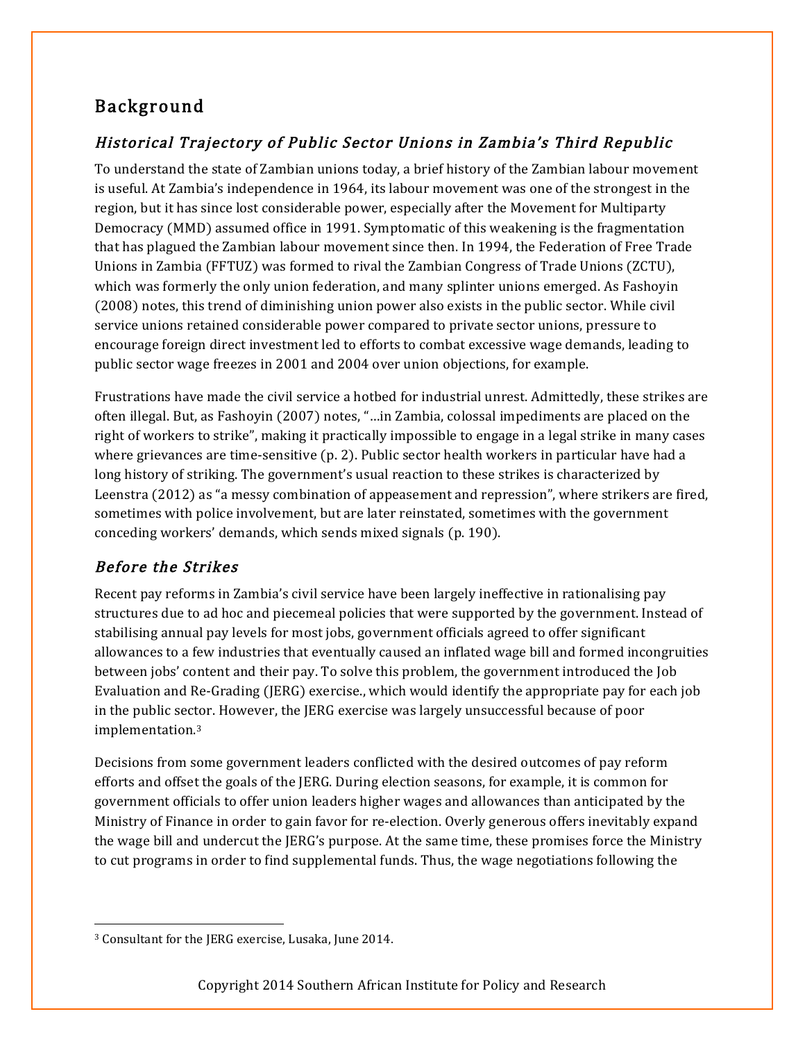## Background

### *Historical Trajectory of Public Sector Unions in Zambia's Third Republic*

To understand the state of Zambian unions today, a brief history of the Zambian labour movement is useful. At Zambia's independence in 1964, its labour movement was one of the strongest in the region, but it has since lost considerable power, especially after the Movement for Multiparty Democracy (MMD) assumed office in 1991. Symptomatic of this weakening is the fragmentation that has plagued the Zambian labour movement since then. In 1994, the Federation of Free Trade Unions in Zambia (FFTUZ) was formed to rival the Zambian Congress of Trade Unions (ZCTU), which was formerly the only union federation, and many splinter unions emerged. As Fashoyin (2008) notes, this trend of diminishing union power also exists in the public sector. While civil service unions retained considerable power compared to private sector unions, pressure to encourage foreign direct investment led to efforts to combat excessive wage demands, leading to public sector wage freezes in 2001 and 2004 over union objections, for example.

Frustrations have made the civil service a hotbed for industrial unrest. Admittedly, these strikes are often illegal. But, as Fashoyin (2007) notes, "…in Zambia, colossal impediments are placed on the right of workers to strike", making it practically impossible to engage in a legal strike in many cases where grievances are time-sensitive (p. 2). Public sector health workers in particular have had a long history of striking. The government's usual reaction to these strikes is characterized by Leenstra (2012) as "a messy combination of appeasement and repression", where strikers are fired, sometimes with police involvement, but are later reinstated, sometimes with the government conceding workers' demands, which sends mixed signals (p. 190).

### *Before the Strikes*

Recent pay reforms in Zambia's civil service have been largely ineffective in rationalising pay structures due to ad hoc and piecemeal policies that were supported by the government. Instead of stabilising annual pay levels for most jobs, government officials agreed to offer significant allowances to a few industries that eventually caused an inflated wage bill and formed incongruities between jobs' content and their pay. To solve this problem, the government introduced the Job Evaluation and Re-Grading (JERG) exercise., which would identify the appropriate pay for each job in the public sector. However, the JERG exercise was largely unsuccessful because of poor implementation.[3]

Decisions from some government leaders conflicted with the desired outcomes of pay reform efforts and offset the goals of the JERG. During election seasons, for example, it is common for government officials to offer union leaders higher wages and allowances than anticipated by the Ministry of Finance in order to gain favor for re-election. Overly generous offers inevitably expand the wage bill and undercut the JERG's purpose. At the same time, these promises force the Ministry to cut programs in order to find supplemental funds. Thus, the wage negotiations following the

---

[3] Consultant for the JERG exercise, Lusaka, June 2014.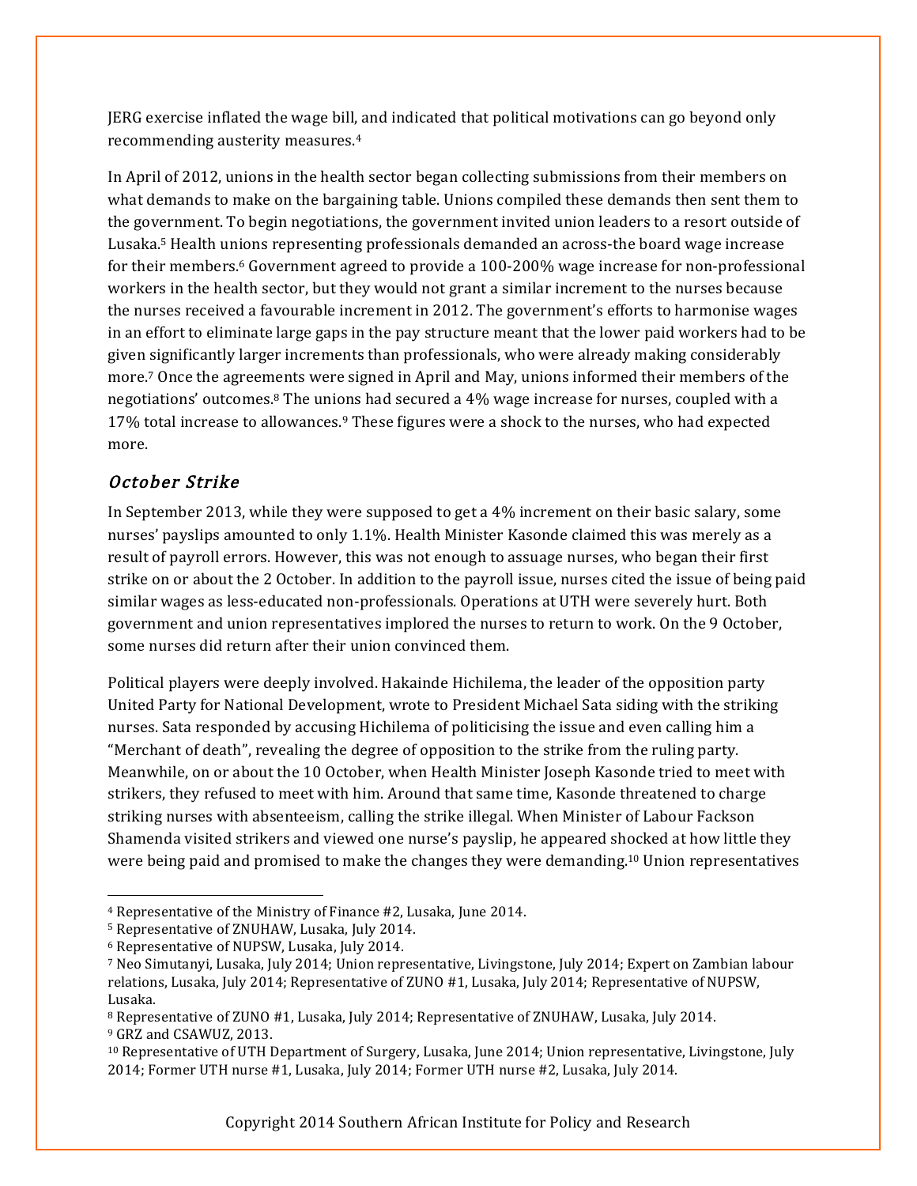JERG exercise inflated the wage bill, and indicated that political motivations can go beyond only recommending austerity measures.[4]

In April of 2012, unions in the health sector began collecting submissions from their members on what demands to make on the bargaining table. Unions compiled these demands then sent them to the government. To begin negotiations, the government invited union leaders to a resort outside of Lusaka.[5] Health unions representing professionals demanded an across-the board wage increase for their members.[6] Government agreed to provide a 100-200% wage increase for non-professional workers in the health sector, but they would not grant a similar increment to the nurses because the nurses received a favourable increment in 2012. The government's efforts to harmonise wages in an effort to eliminate large gaps in the pay structure meant that the lower paid workers had to be given significantly larger increments than professionals, who were already making considerably more.[7] Once the agreements were signed in April and May, unions informed their members of the negotiations' outcomes.[8] The unions had secured a 4% wage increase for nurses, coupled with a 17% total increase to allowances.[9] These figures were a shock to the nurses, who had expected more.

### *October Strike*

In September 2013, while they were supposed to get a 4% increment on their basic salary, some nurses' payslips amounted to only 1.1%. Health Minister Kasonde claimed this was merely as a result of payroll errors. However, this was not enough to assuage nurses, who began their first strike on or about the 2 October. In addition to the payroll issue, nurses cited the issue of being paid similar wages as less-educated non-professionals. Operations at UTH were severely hurt. Both government and union representatives implored the nurses to return to work. On the 9 October, some nurses did return after their union convinced them.

Political players were deeply involved. Hakainde Hichilema, the leader of the opposition party United Party for National Development, wrote to President Michael Sata siding with the striking nurses. Sata responded by accusing Hichilema of politicising the issue and even calling him a "Merchant of death", revealing the degree of opposition to the strike from the ruling party. Meanwhile, on or about the 10 October, when Health Minister Joseph Kasonde tried to meet with strikers, they refused to meet with him. Around that same time, Kasonde threatened to charge striking nurses with absenteeism, calling the strike illegal. When Minister of Labour Fackson Shamenda visited strikers and viewed one nurse's payslip, he appeared shocked at how little they were being paid and promised to make the changes they were demanding.[10] Union representatives

---

[4] Representative of the Ministry of Finance #2, Lusaka, June 2014.

[5] Representative of ZNUHAW, Lusaka, July 2014.

[6] Representative of NUPSW, Lusaka, July 2014.

[7] Neo Simutanyi, Lusaka, July 2014; Union representative, Livingstone, July 2014; Expert on Zambian labour relations, Lusaka, July 2014; Representative of ZUNO #1, Lusaka, July 2014; Representative of NUPSW, Lusaka.

[8] Representative of ZUNO #1, Lusaka, July 2014; Representative of ZNUHAW, Lusaka, July 2014.

[9] GRZ and CSAWUZ, 2013.

[10] Representative of UTH Department of Surgery, Lusaka, June 2014; Union representative, Livingstone, July 2014; Former UTH nurse #1, Lusaka, July 2014; Former UTH nurse #2, Lusaka, July 2014.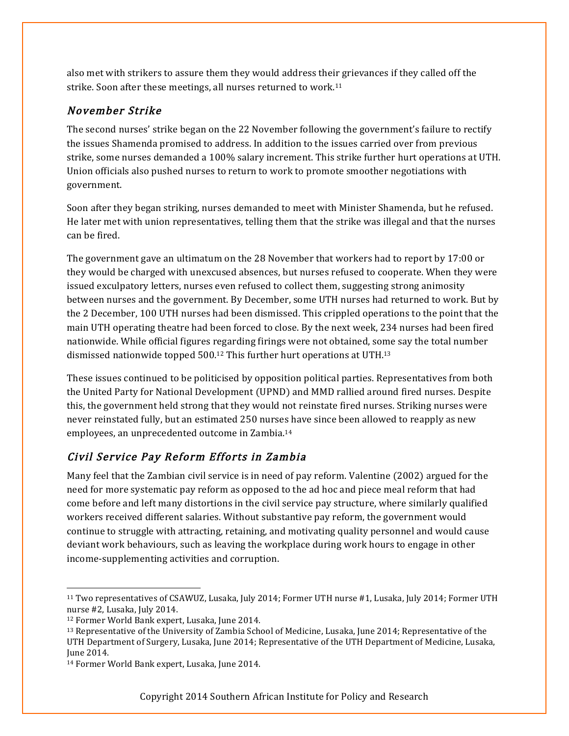also met with strikers to assure them they would address their grievances if they called off the strike. Soon after these meetings, all nurses returned to work.[11]

### *November Strike*

The second nurses' strike began on the 22 November following the government's failure to rectify the issues Shamenda promised to address. In addition to the issues carried over from previous strike, some nurses demanded a 100% salary increment. This strike further hurt operations at UTH. Union officials also pushed nurses to return to work to promote smoother negotiations with government.

Soon after they began striking, nurses demanded to meet with Minister Shamenda, but he refused. He later met with union representatives, telling them that the strike was illegal and that the nurses can be fired.

The government gave an ultimatum on the 28 November that workers had to report by 17:00 or they would be charged with unexcused absences, but nurses refused to cooperate. When they were issued exculpatory letters, nurses even refused to collect them, suggesting strong animosity between nurses and the government. By December, some UTH nurses had returned to work. But by the 2 December, 100 UTH nurses had been dismissed. This crippled operations to the point that the main UTH operating theatre had been forced to close. By the next week, 234 nurses had been fired nationwide. While official figures regarding firings were not obtained, some say the total number dismissed nationwide topped 500.[12] This further hurt operations at UTH.[13]

These issues continued to be politicised by opposition political parties. Representatives from both the United Party for National Development (UPND) and MMD rallied around fired nurses. Despite this, the government held strong that they would not reinstate fired nurses. Striking nurses were never reinstated fully, but an estimated 250 nurses have since been allowed to reapply as new employees, an unprecedented outcome in Zambia.[14]

### *Civil Service Pay Reform Efforts in Zambia*

Many feel that the Zambian civil service is in need of pay reform. Valentine (2002) argued for the need for more systematic pay reform as opposed to the ad hoc and piece meal reform that had come before and left many distortions in the civil service pay structure, where similarly qualified workers received different salaries. Without substantive pay reform, the government would continue to struggle with attracting, retaining, and motivating quality personnel and would cause deviant work behaviours, such as leaving the workplace during work hours to engage in other income-supplementing activities and corruption.

---

[11] Two representatives of CSAWUZ, Lusaka, July 2014; Former UTH nurse #1, Lusaka, July 2014; Former UTH nurse #2, Lusaka, July 2014.

[12] Former World Bank expert, Lusaka, June 2014.

[13] Representative of the University of Zambia School of Medicine, Lusaka, June 2014; Representative of the UTH Department of Surgery, Lusaka, June 2014; Representative of the UTH Department of Medicine, Lusaka, June 2014.

[14] Former World Bank expert, Lusaka, June 2014.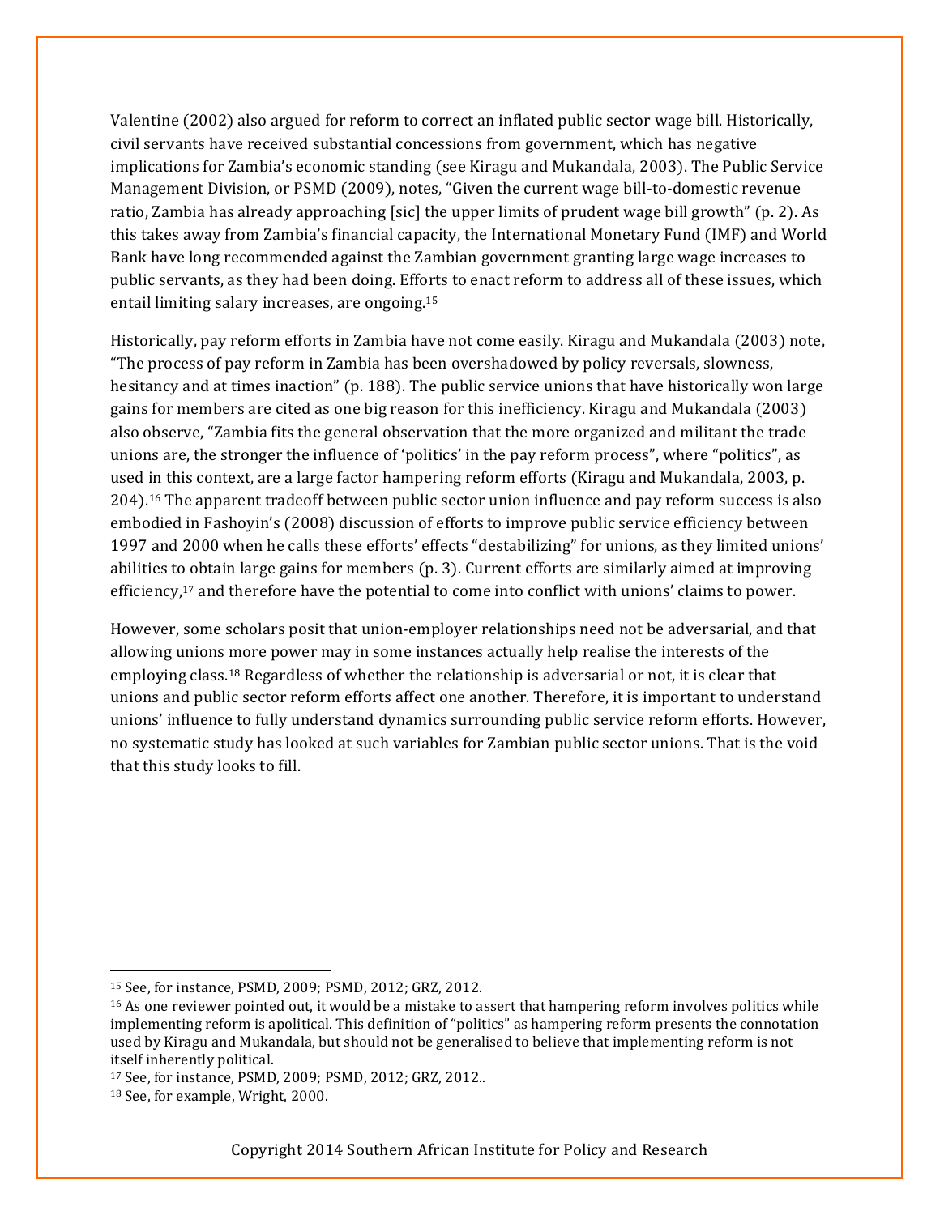Valentine (2002) also argued for reform to correct an inflated public sector wage bill. Historically, civil servants have received substantial concessions from government, which has negative implications for Zambia's economic standing (see Kiragu and Mukandala, 2003). The Public Service Management Division, or PSMD (2009), notes, "Given the current wage bill-to-domestic revenue ratio, Zambia has already approaching [sic] the upper limits of prudent wage bill growth" (p. 2). As this takes away from Zambia's financial capacity, the International Monetary Fund (IMF) and World Bank have long recommended against the Zambian government granting large wage increases to public servants, as they had been doing. Efforts to enact reform to address all of these issues, which entail limiting salary increases, are ongoing.[15]

Historically, pay reform efforts in Zambia have not come easily. Kiragu and Mukandala (2003) note, "The process of pay reform in Zambia has been overshadowed by policy reversals, slowness, hesitancy and at times inaction" (p. 188). The public service unions that have historically won large gains for members are cited as one big reason for this inefficiency. Kiragu and Mukandala (2003) also observe, "Zambia fits the general observation that the more organized and militant the trade unions are, the stronger the influence of 'politics' in the pay reform process", where "politics", as used in this context, are a large factor hampering reform efforts (Kiragu and Mukandala, 2003, p. 204).[16] The apparent tradeoff between public sector union influence and pay reform success is also embodied in Fashoyin's (2008) discussion of efforts to improve public service efficiency between 1997 and 2000 when he calls these efforts' effects "destabilizing" for unions, as they limited unions' abilities to obtain large gains for members (p. 3). Current efforts are similarly aimed at improving efficiency,[17] and therefore have the potential to come into conflict with unions' claims to power.

However, some scholars posit that union-employer relationships need not be adversarial, and that allowing unions more power may in some instances actually help realise the interests of the employing class.[18] Regardless of whether the relationship is adversarial or not, it is clear that unions and public sector reform efforts affect one another. Therefore, it is important to understand unions' influence to fully understand dynamics surrounding public service reform efforts. However, no systematic study has looked at such variables for Zambian public sector unions. That is the void that this study looks to fill.

---

[15] See, for instance, PSMD, 2009; PSMD, 2012; GRZ, 2012.

[16] As one reviewer pointed out, it would be a mistake to assert that hampering reform involves politics while implementing reform is apolitical. This definition of "politics" as hampering reform presents the connotation used by Kiragu and Mukandala, but should not be generalised to believe that implementing reform is not itself inherently political.

[17] See, for instance, PSMD, 2009; PSMD, 2012; GRZ, 2012..

[18] See, for example, Wright, 2000.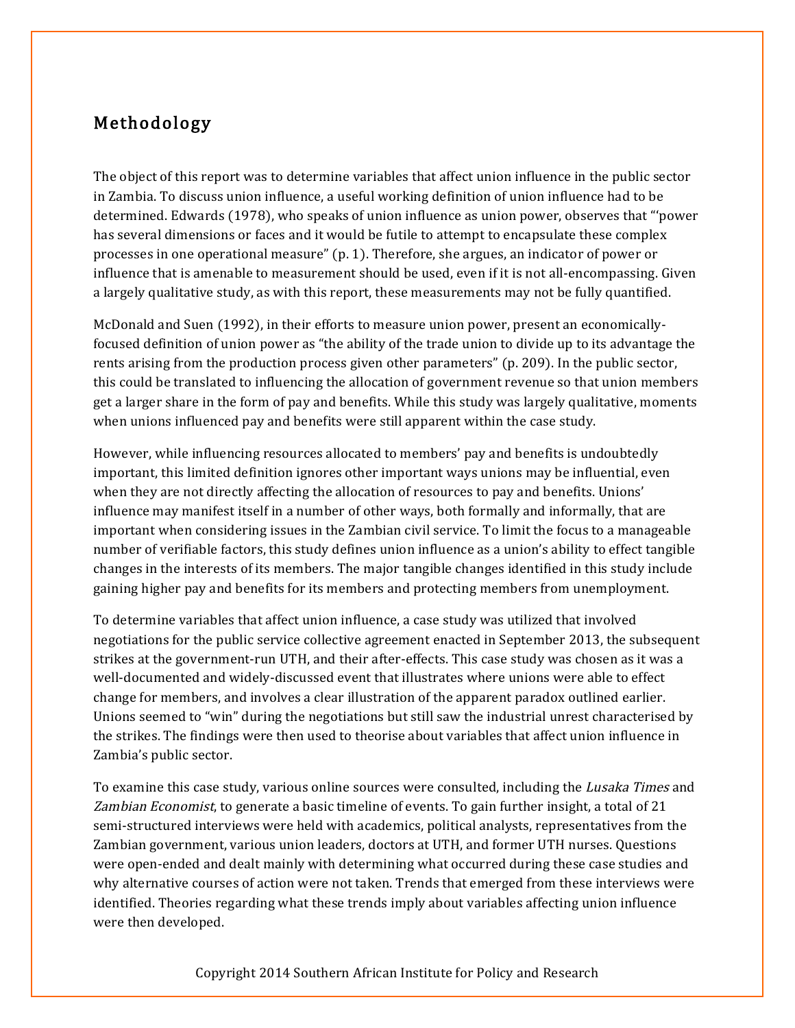## Methodology

The object of this report was to determine variables that affect union influence in the public sector in Zambia. To discuss union influence, a useful working definition of union influence had to be determined. Edwards (1978), who speaks of union influence as union power, observes that "'power has several dimensions or faces and it would be futile to attempt to encapsulate these complex processes in one operational measure" (p. 1). Therefore, she argues, an indicator of power or influence that is amenable to measurement should be used, even if it is not all-encompassing. Given a largely qualitative study, as with this report, these measurements may not be fully quantified.

McDonald and Suen (1992), in their efforts to measure union power, present an economically-focused definition of union power as "the ability of the trade union to divide up to its advantage the rents arising from the production process given other parameters" (p. 209). In the public sector, this could be translated to influencing the allocation of government revenue so that union members get a larger share in the form of pay and benefits. While this study was largely qualitative, moments when unions influenced pay and benefits were still apparent within the case study.

However, while influencing resources allocated to members' pay and benefits is undoubtedly important, this limited definition ignores other important ways unions may be influential, even when they are not directly affecting the allocation of resources to pay and benefits. Unions' influence may manifest itself in a number of other ways, both formally and informally, that are important when considering issues in the Zambian civil service. To limit the focus to a manageable number of verifiable factors, this study defines union influence as a union's ability to effect tangible changes in the interests of its members. The major tangible changes identified in this study include gaining higher pay and benefits for its members and protecting members from unemployment.

To determine variables that affect union influence, a case study was utilized that involved negotiations for the public service collective agreement enacted in September 2013, the subsequent strikes at the government-run UTH, and their after-effects. This case study was chosen as it was a well-documented and widely-discussed event that illustrates where unions were able to effect change for members, and involves a clear illustration of the apparent paradox outlined earlier. Unions seemed to "win" during the negotiations but still saw the industrial unrest characterised by the strikes. The findings were then used to theorise about variables that affect union influence in Zambia's public sector.

To examine this case study, various online sources were consulted, including the *Lusaka Times* and *Zambian Economist*, to generate a basic timeline of events. To gain further insight, a total of 21 semi-structured interviews were held with academics, political analysts, representatives from the Zambian government, various union leaders, doctors at UTH, and former UTH nurses. Questions were open-ended and dealt mainly with determining what occurred during these case studies and why alternative courses of action were not taken. Trends that emerged from these interviews were identified. Theories regarding what these trends imply about variables affecting union influence were then developed.

Copyright 2014 Southern African Institute for Policy and Research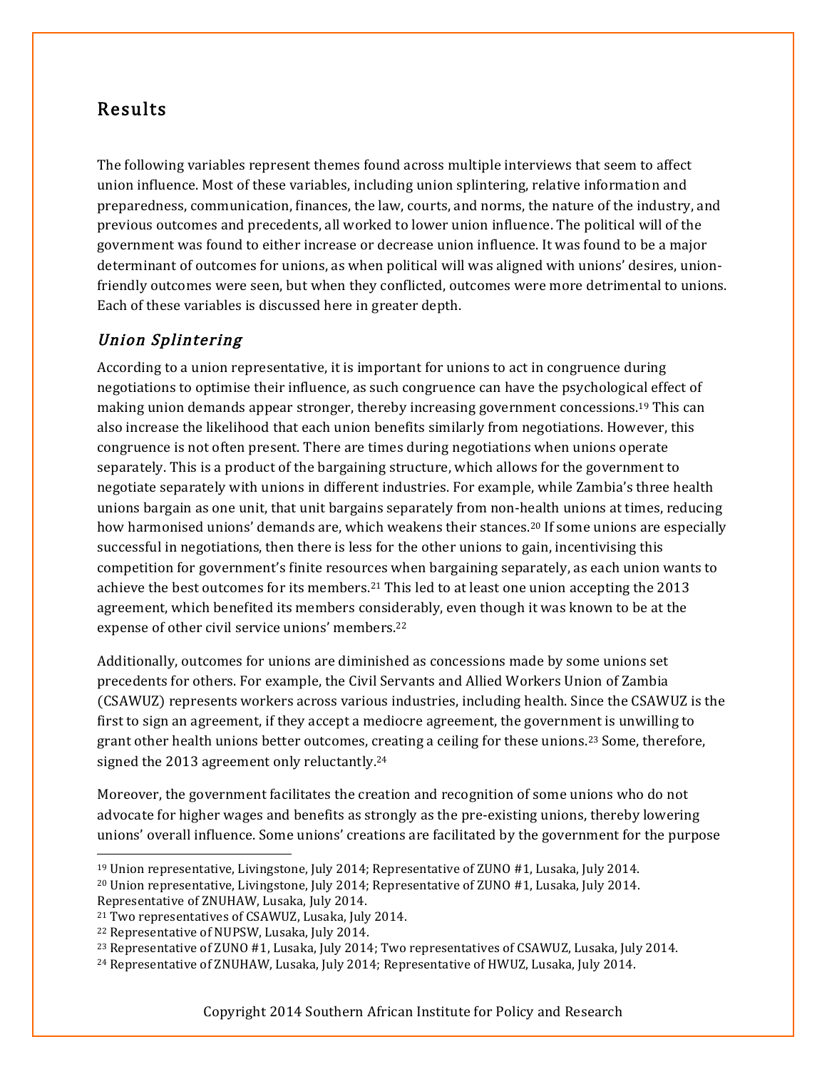## Results

The following variables represent themes found across multiple interviews that seem to affect union influence. Most of these variables, including union splintering, relative information and preparedness, communication, finances, the law, courts, and norms, the nature of the industry, and previous outcomes and precedents, all worked to lower union influence. The political will of the government was found to either increase or decrease union influence. It was found to be a major determinant of outcomes for unions, as when political will was aligned with unions' desires, union-friendly outcomes were seen, but when they conflicted, outcomes were more detrimental to unions. Each of these variables is discussed here in greater depth.

### *Union Splintering*

According to a union representative, it is important for unions to act in congruence during negotiations to optimise their influence, as such congruence can have the psychological effect of making union demands appear stronger, thereby increasing government concessions.[19] This can also increase the likelihood that each union benefits similarly from negotiations. However, this congruence is not often present. There are times during negotiations when unions operate separately. This is a product of the bargaining structure, which allows for the government to negotiate separately with unions in different industries. For example, while Zambia's three health unions bargain as one unit, that unit bargains separately from non-health unions at times, reducing how harmonised unions' demands are, which weakens their stances.[20] If some unions are especially successful in negotiations, then there is less for the other unions to gain, incentivising this competition for government's finite resources when bargaining separately, as each union wants to achieve the best outcomes for its members.[21] This led to at least one union accepting the 2013 agreement, which benefited its members considerably, even though it was known to be at the expense of other civil service unions' members.[22]

Additionally, outcomes for unions are diminished as concessions made by some unions set precedents for others. For example, the Civil Servants and Allied Workers Union of Zambia (CSAWUZ) represents workers across various industries, including health. Since the CSAWUZ is the first to sign an agreement, if they accept a mediocre agreement, the government is unwilling to grant other health unions better outcomes, creating a ceiling for these unions.[23] Some, therefore, signed the 2013 agreement only reluctantly.[24]

Moreover, the government facilitates the creation and recognition of some unions who do not advocate for higher wages and benefits as strongly as the pre-existing unions, thereby lowering unions' overall influence. Some unions' creations are facilitated by the government for the purpose

---

[19] Union representative, Livingstone, July 2014; Representative of ZUNO #1, Lusaka, July 2014.

[20] Union representative, Livingstone, July 2014; Representative of ZUNO #1, Lusaka, July 2014. Representative of ZNUHAW, Lusaka, July 2014.

[21] Two representatives of CSAWUZ, Lusaka, July 2014.

[22] Representative of NUPSW, Lusaka, July 2014.

[23] Representative of ZUNO #1, Lusaka, July 2014; Two representatives of CSAWUZ, Lusaka, July 2014.

[24] Representative of ZNUHAW, Lusaka, July 2014; Representative of HWUZ, Lusaka, July 2014.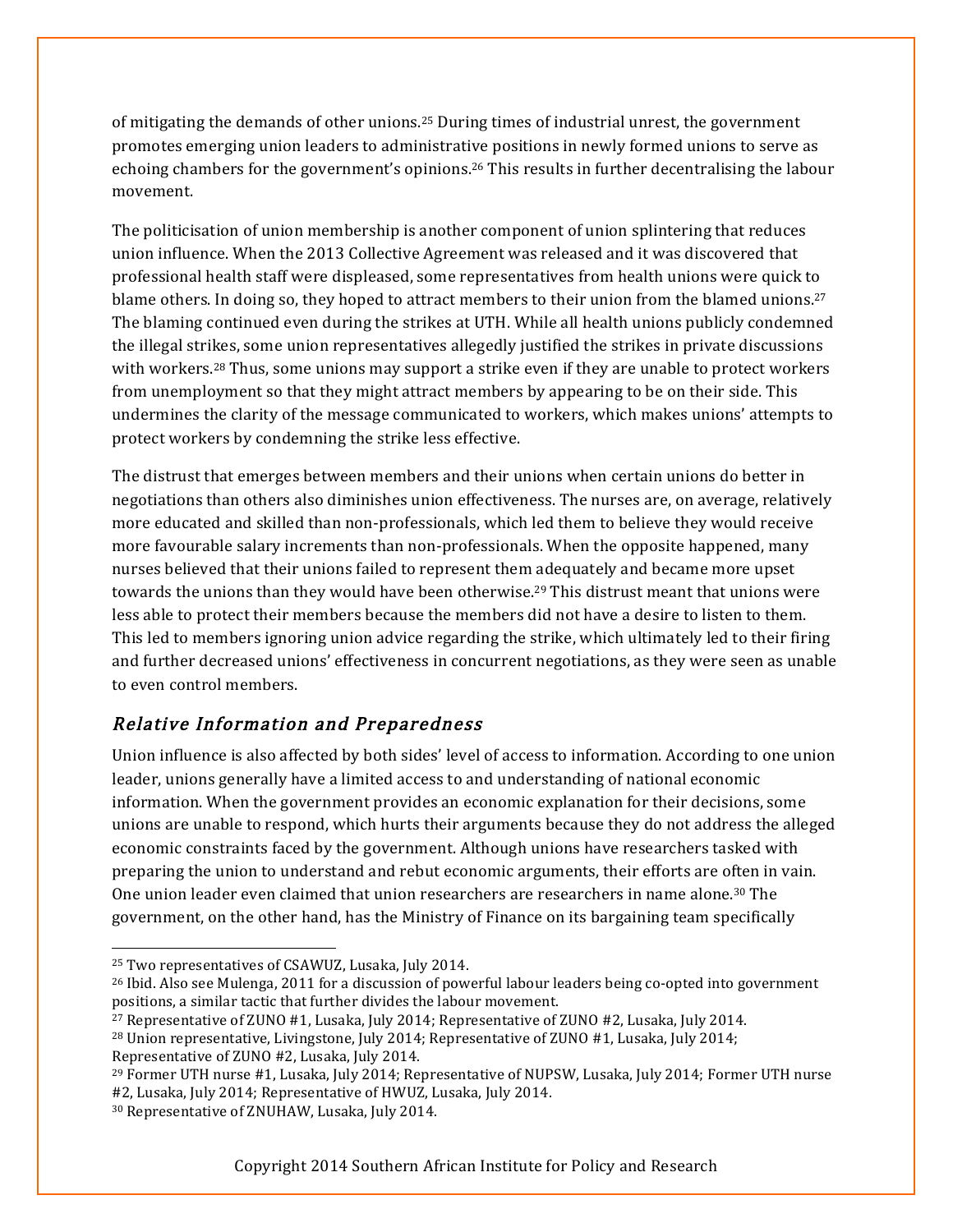of mitigating the demands of other unions.[25] During times of industrial unrest, the government promotes emerging union leaders to administrative positions in newly formed unions to serve as echoing chambers for the government's opinions.[26] This results in further decentralising the labour movement.

The politicisation of union membership is another component of union splintering that reduces union influence. When the 2013 Collective Agreement was released and it was discovered that professional health staff were displeased, some representatives from health unions were quick to blame others. In doing so, they hoped to attract members to their union from the blamed unions.[27] The blaming continued even during the strikes at UTH. While all health unions publicly condemned the illegal strikes, some union representatives allegedly justified the strikes in private discussions with workers.[28] Thus, some unions may support a strike even if they are unable to protect workers from unemployment so that they might attract members by appearing to be on their side. This undermines the clarity of the message communicated to workers, which makes unions' attempts to protect workers by condemning the strike less effective.

The distrust that emerges between members and their unions when certain unions do better in negotiations than others also diminishes union effectiveness. The nurses are, on average, relatively more educated and skilled than non-professionals, which led them to believe they would receive more favourable salary increments than non-professionals. When the opposite happened, many nurses believed that their unions failed to represent them adequately and became more upset towards the unions than they would have been otherwise.[29] This distrust meant that unions were less able to protect their members because the members did not have a desire to listen to them. This led to members ignoring union advice regarding the strike, which ultimately led to their firing and further decreased unions' effectiveness in concurrent negotiations, as they were seen as unable to even control members.

### *Relative Information and Preparedness*

Union influence is also affected by both sides' level of access to information. According to one union leader, unions generally have a limited access to and understanding of national economic information. When the government provides an economic explanation for their decisions, some unions are unable to respond, which hurts their arguments because they do not address the alleged economic constraints faced by the government. Although unions have researchers tasked with preparing the union to understand and rebut economic arguments, their efforts are often in vain. One union leader even claimed that union researchers are researchers in name alone.[30] The government, on the other hand, has the Ministry of Finance on its bargaining team specifically

---

[25] Two representatives of CSAWUZ, Lusaka, July 2014.

[26] Ibid. Also see Mulenga, 2011 for a discussion of powerful labour leaders being co-opted into government positions, a similar tactic that further divides the labour movement.

[27] Representative of ZUNO #1, Lusaka, July 2014; Representative of ZUNO #2, Lusaka, July 2014.

[28] Union representative, Livingstone, July 2014; Representative of ZUNO #1, Lusaka, July 2014; Representative of ZUNO #2, Lusaka, July 2014.

[29] Former UTH nurse #1, Lusaka, July 2014; Representative of NUPSW, Lusaka, July 2014; Former UTH nurse #2, Lusaka, July 2014; Representative of HWUZ, Lusaka, July 2014.

[30] Representative of ZNUHAW, Lusaka, July 2014.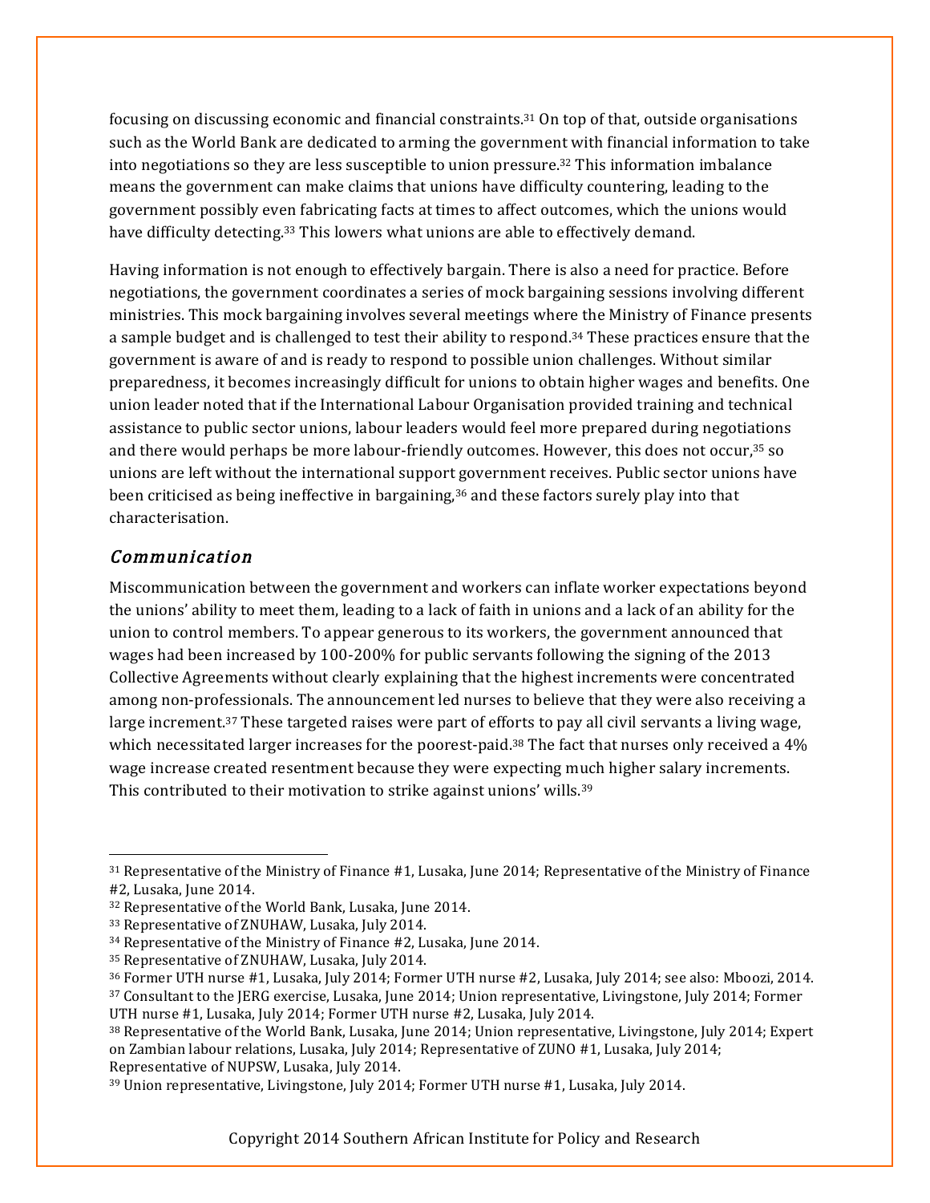focusing on discussing economic and financial constraints.[31] On top of that, outside organisations such as the World Bank are dedicated to arming the government with financial information to take into negotiations so they are less susceptible to union pressure.[32] This information imbalance means the government can make claims that unions have difficulty countering, leading to the government possibly even fabricating facts at times to affect outcomes, which the unions would have difficulty detecting.[33] This lowers what unions are able to effectively demand.

Having information is not enough to effectively bargain. There is also a need for practice. Before negotiations, the government coordinates a series of mock bargaining sessions involving different ministries. This mock bargaining involves several meetings where the Ministry of Finance presents a sample budget and is challenged to test their ability to respond.[34] These practices ensure that the government is aware of and is ready to respond to possible union challenges. Without similar preparedness, it becomes increasingly difficult for unions to obtain higher wages and benefits. One union leader noted that if the International Labour Organisation provided training and technical assistance to public sector unions, labour leaders would feel more prepared during negotiations and there would perhaps be more labour-friendly outcomes. However, this does not occur,[35] so unions are left without the international support government receives. Public sector unions have been criticised as being ineffective in bargaining,[36] and these factors surely play into that characterisation.

### *Communication*

Miscommunication between the government and workers can inflate worker expectations beyond the unions' ability to meet them, leading to a lack of faith in unions and a lack of an ability for the union to control members. To appear generous to its workers, the government announced that wages had been increased by 100-200% for public servants following the signing of the 2013 Collective Agreements without clearly explaining that the highest increments were concentrated among non-professionals. The announcement led nurses to believe that they were also receiving a large increment.[37] These targeted raises were part of efforts to pay all civil servants a living wage, which necessitated larger increases for the poorest-paid.[38] The fact that nurses only received a 4% wage increase created resentment because they were expecting much higher salary increments. This contributed to their motivation to strike against unions' wills.[39]

---

[31] Representative of the Ministry of Finance #1, Lusaka, June 2014; Representative of the Ministry of Finance #2, Lusaka, June 2014.

[32] Representative of the World Bank, Lusaka, June 2014.

[33] Representative of ZNUHAW, Lusaka, July 2014.

[34] Representative of the Ministry of Finance #2, Lusaka, June 2014.

[35] Representative of ZNUHAW, Lusaka, July 2014.

[36] Former UTH nurse #1, Lusaka, July 2014; Former UTH nurse #2, Lusaka, July 2014; see also: Mboozi, 2014.

[37] Consultant to the JERG exercise, Lusaka, June 2014; Union representative, Livingstone, July 2014; Former UTH nurse #1, Lusaka, July 2014; Former UTH nurse #2, Lusaka, July 2014.

[38] Representative of the World Bank, Lusaka, June 2014; Union representative, Livingstone, July 2014; Expert on Zambian labour relations, Lusaka, July 2014; Representative of ZUNO #1, Lusaka, July 2014; Representative of NUPSW, Lusaka, July 2014.

[39] Union representative, Livingstone, July 2014; Former UTH nurse #1, Lusaka, July 2014.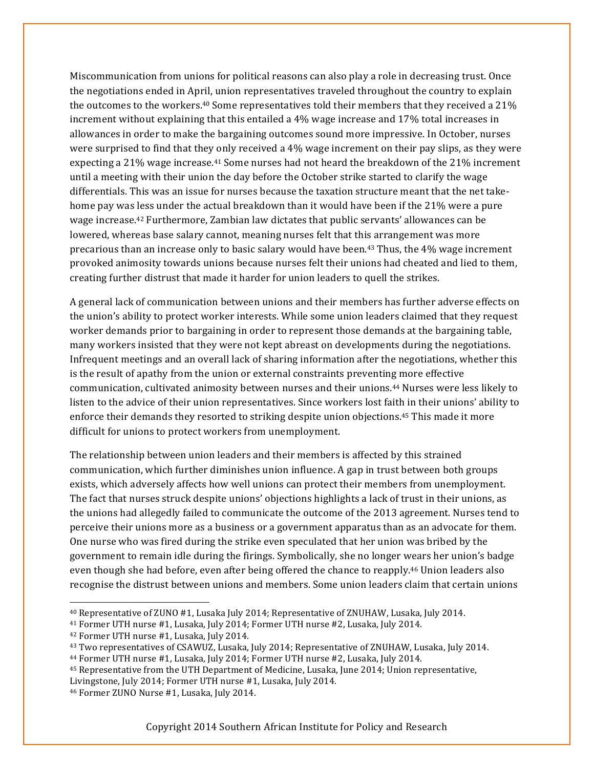Miscommunication from unions for political reasons can also play a role in decreasing trust. Once the negotiations ended in April, union representatives traveled throughout the country to explain the outcomes to the workers.[40] Some representatives told their members that they received a 21% increment without explaining that this entailed a 4% wage increase and 17% total increases in allowances in order to make the bargaining outcomes sound more impressive. In October, nurses were surprised to find that they only received a 4% wage increment on their pay slips, as they were expecting a 21% wage increase.[41] Some nurses had not heard the breakdown of the 21% increment until a meeting with their union the day before the October strike started to clarify the wage differentials. This was an issue for nurses because the taxation structure meant that the net take-home pay was less under the actual breakdown than it would have been if the 21% were a pure wage increase.[42] Furthermore, Zambian law dictates that public servants' allowances can be lowered, whereas base salary cannot, meaning nurses felt that this arrangement was more precarious than an increase only to basic salary would have been.[43] Thus, the 4% wage increment provoked animosity towards unions because nurses felt their unions had cheated and lied to them, creating further distrust that made it harder for union leaders to quell the strikes.

A general lack of communication between unions and their members has further adverse effects on the union's ability to protect worker interests. While some union leaders claimed that they request worker demands prior to bargaining in order to represent those demands at the bargaining table, many workers insisted that they were not kept abreast on developments during the negotiations. Infrequent meetings and an overall lack of sharing information after the negotiations, whether this is the result of apathy from the union or external constraints preventing more effective communication, cultivated animosity between nurses and their unions.[44] Nurses were less likely to listen to the advice of their union representatives. Since workers lost faith in their unions' ability to enforce their demands they resorted to striking despite union objections.[45] This made it more difficult for unions to protect workers from unemployment.

The relationship between union leaders and their members is affected by this strained communication, which further diminishes union influence. A gap in trust between both groups exists, which adversely affects how well unions can protect their members from unemployment. The fact that nurses struck despite unions' objections highlights a lack of trust in their unions, as the unions had allegedly failed to communicate the outcome of the 2013 agreement. Nurses tend to perceive their unions more as a business or a government apparatus than as an advocate for them. One nurse who was fired during the strike even speculated that her union was bribed by the government to remain idle during the firings. Symbolically, she no longer wears her union's badge even though she had before, even after being offered the chance to reapply.[46] Union leaders also recognise the distrust between unions and members. Some union leaders claim that certain unions

---

[40] Representative of ZUNO #1, Lusaka July 2014; Representative of ZNUHAW, Lusaka, July 2014.

[41] Former UTH nurse #1, Lusaka, July 2014; Former UTH nurse #2, Lusaka, July 2014.

[42] Former UTH nurse #1, Lusaka, July 2014.

[43] Two representatives of CSAWUZ, Lusaka, July 2014; Representative of ZNUHAW, Lusaka, July 2014.

[44] Former UTH nurse #1, Lusaka, July 2014; Former UTH nurse #2, Lusaka, July 2014.

[45] Representative from the UTH Department of Medicine, Lusaka, June 2014; Union representative, Livingstone, July 2014; Former UTH nurse #1, Lusaka, July 2014.

[46] Former ZUNO Nurse #1, Lusaka, July 2014.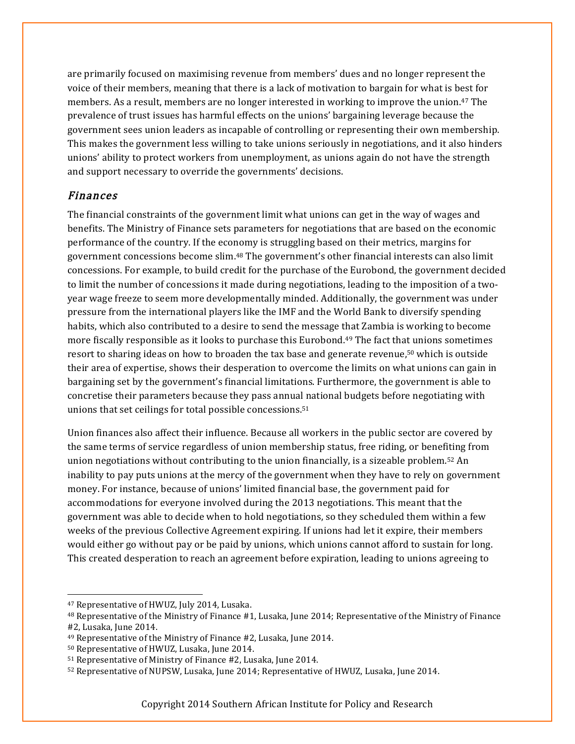are primarily focused on maximising revenue from members' dues and no longer represent the voice of their members, meaning that there is a lack of motivation to bargain for what is best for members. As a result, members are no longer interested in working to improve the union.[47] The prevalence of trust issues has harmful effects on the unions' bargaining leverage because the government sees union leaders as incapable of controlling or representing their own membership. This makes the government less willing to take unions seriously in negotiations, and it also hinders unions' ability to protect workers from unemployment, as unions again do not have the strength and support necessary to override the governments' decisions.

### *Finances*

The financial constraints of the government limit what unions can get in the way of wages and benefits. The Ministry of Finance sets parameters for negotiations that are based on the economic performance of the country. If the economy is struggling based on their metrics, margins for government concessions become slim.[48] The government's other financial interests can also limit concessions. For example, to build credit for the purchase of the Eurobond, the government decided to limit the number of concessions it made during negotiations, leading to the imposition of a two-year wage freeze to seem more developmentally minded. Additionally, the government was under pressure from the international players like the IMF and the World Bank to diversify spending habits, which also contributed to a desire to send the message that Zambia is working to become more fiscally responsible as it looks to purchase this Eurobond.[49] The fact that unions sometimes resort to sharing ideas on how to broaden the tax base and generate revenue,[50] which is outside their area of expertise, shows their desperation to overcome the limits on what unions can gain in bargaining set by the government's financial limitations. Furthermore, the government is able to concretise their parameters because they pass annual national budgets before negotiating with unions that set ceilings for total possible concessions.[51]

Union finances also affect their influence. Because all workers in the public sector are covered by the same terms of service regardless of union membership status, free riding, or benefiting from union negotiations without contributing to the union financially, is a sizeable problem.[52] An inability to pay puts unions at the mercy of the government when they have to rely on government money. For instance, because of unions' limited financial base, the government paid for accommodations for everyone involved during the 2013 negotiations. This meant that the government was able to decide when to hold negotiations, so they scheduled them within a few weeks of the previous Collective Agreement expiring. If unions had let it expire, their members would either go without pay or be paid by unions, which unions cannot afford to sustain for long. This created desperation to reach an agreement before expiration, leading to unions agreeing to

---

[47] Representative of HWUZ, July 2014, Lusaka.
[48] Representative of the Ministry of Finance #1, Lusaka, June 2014; Representative of the Ministry of Finance #2, Lusaka, June 2014.
[49] Representative of the Ministry of Finance #2, Lusaka, June 2014.
[50] Representative of HWUZ, Lusaka, June 2014.
[51] Representative of Ministry of Finance #2, Lusaka, June 2014.
[52] Representative of NUPSW, Lusaka, June 2014; Representative of HWUZ, Lusaka, June 2014.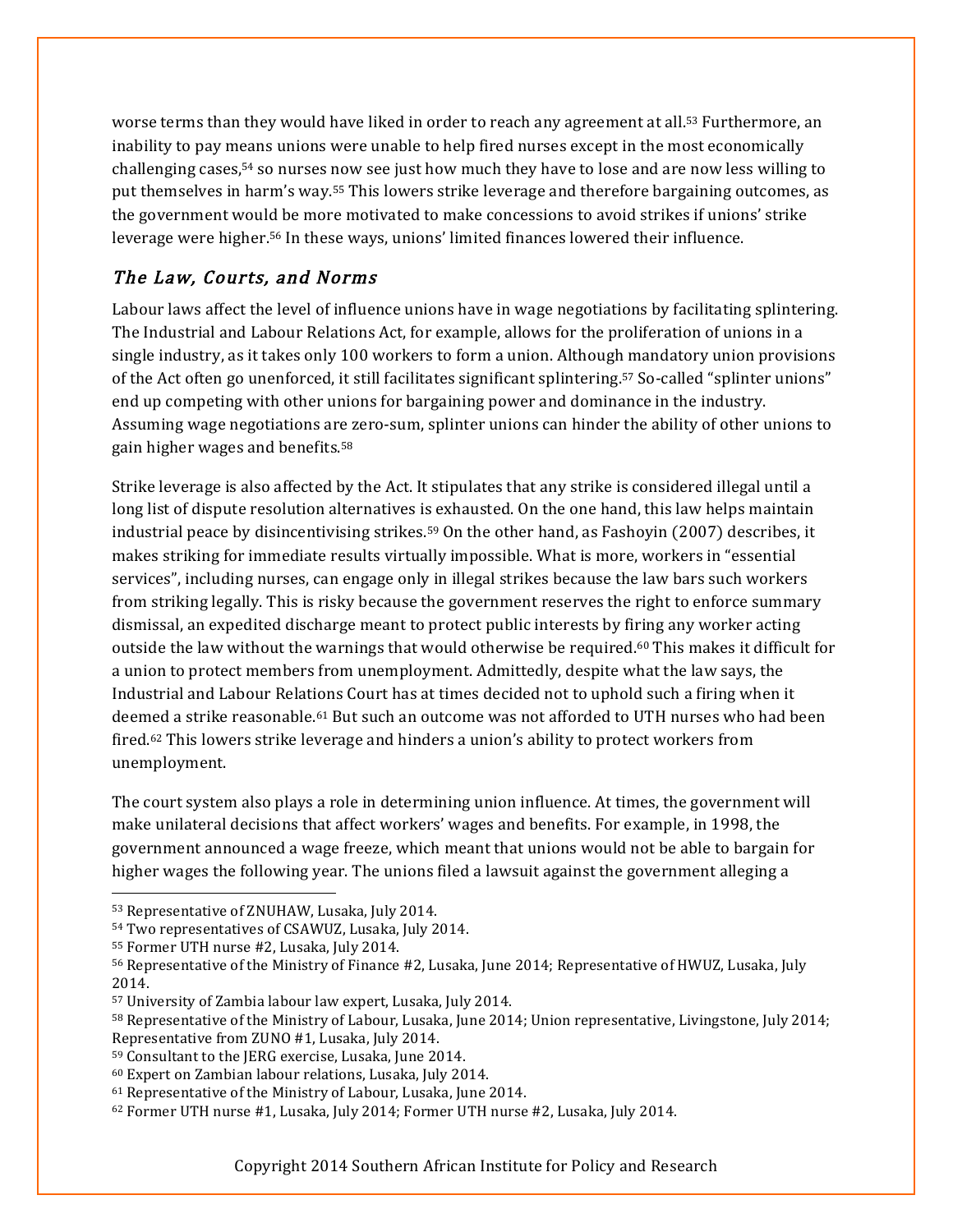worse terms than they would have liked in order to reach any agreement at all.[53] Furthermore, an inability to pay means unions were unable to help fired nurses except in the most economically challenging cases,[54] so nurses now see just how much they have to lose and are now less willing to put themselves in harm's way.[55] This lowers strike leverage and therefore bargaining outcomes, as the government would be more motivated to make concessions to avoid strikes if unions' strike leverage were higher.[56] In these ways, unions' limited finances lowered their influence.

### *The Law, Courts, and Norms*

Labour laws affect the level of influence unions have in wage negotiations by facilitating splintering. The Industrial and Labour Relations Act, for example, allows for the proliferation of unions in a single industry, as it takes only 100 workers to form a union. Although mandatory union provisions of the Act often go unenforced, it still facilitates significant splintering.[57] So-called "splinter unions" end up competing with other unions for bargaining power and dominance in the industry. Assuming wage negotiations are zero-sum, splinter unions can hinder the ability of other unions to gain higher wages and benefits.[58]

Strike leverage is also affected by the Act. It stipulates that any strike is considered illegal until a long list of dispute resolution alternatives is exhausted. On the one hand, this law helps maintain industrial peace by disincentivising strikes.[59] On the other hand, as Fashoyin (2007) describes, it makes striking for immediate results virtually impossible. What is more, workers in "essential services", including nurses, can engage only in illegal strikes because the law bars such workers from striking legally. This is risky because the government reserves the right to enforce summary dismissal, an expedited discharge meant to protect public interests by firing any worker acting outside the law without the warnings that would otherwise be required.[60] This makes it difficult for a union to protect members from unemployment. Admittedly, despite what the law says, the Industrial and Labour Relations Court has at times decided not to uphold such a firing when it deemed a strike reasonable.[61] But such an outcome was not afforded to UTH nurses who had been fired.[62] This lowers strike leverage and hinders a union's ability to protect workers from unemployment.

The court system also plays a role in determining union influence. At times, the government will make unilateral decisions that affect workers' wages and benefits. For example, in 1998, the government announced a wage freeze, which meant that unions would not be able to bargain for higher wages the following year. The unions filed a lawsuit against the government alleging a

---

[53] Representative of ZNUHAW, Lusaka, July 2014.
[54] Two representatives of CSAWUZ, Lusaka, July 2014.
[55] Former UTH nurse #2, Lusaka, July 2014.
[56] Representative of the Ministry of Finance #2, Lusaka, June 2014; Representative of HWUZ, Lusaka, July 2014.
[57] University of Zambia labour law expert, Lusaka, July 2014.
[58] Representative of the Ministry of Labour, Lusaka, June 2014; Union representative, Livingstone, July 2014; Representative from ZUNO #1, Lusaka, July 2014.
[59] Consultant to the JERG exercise, Lusaka, June 2014.
[60] Expert on Zambian labour relations, Lusaka, July 2014.
[61] Representative of the Ministry of Labour, Lusaka, June 2014.
[62] Former UTH nurse #1, Lusaka, July 2014; Former UTH nurse #2, Lusaka, July 2014.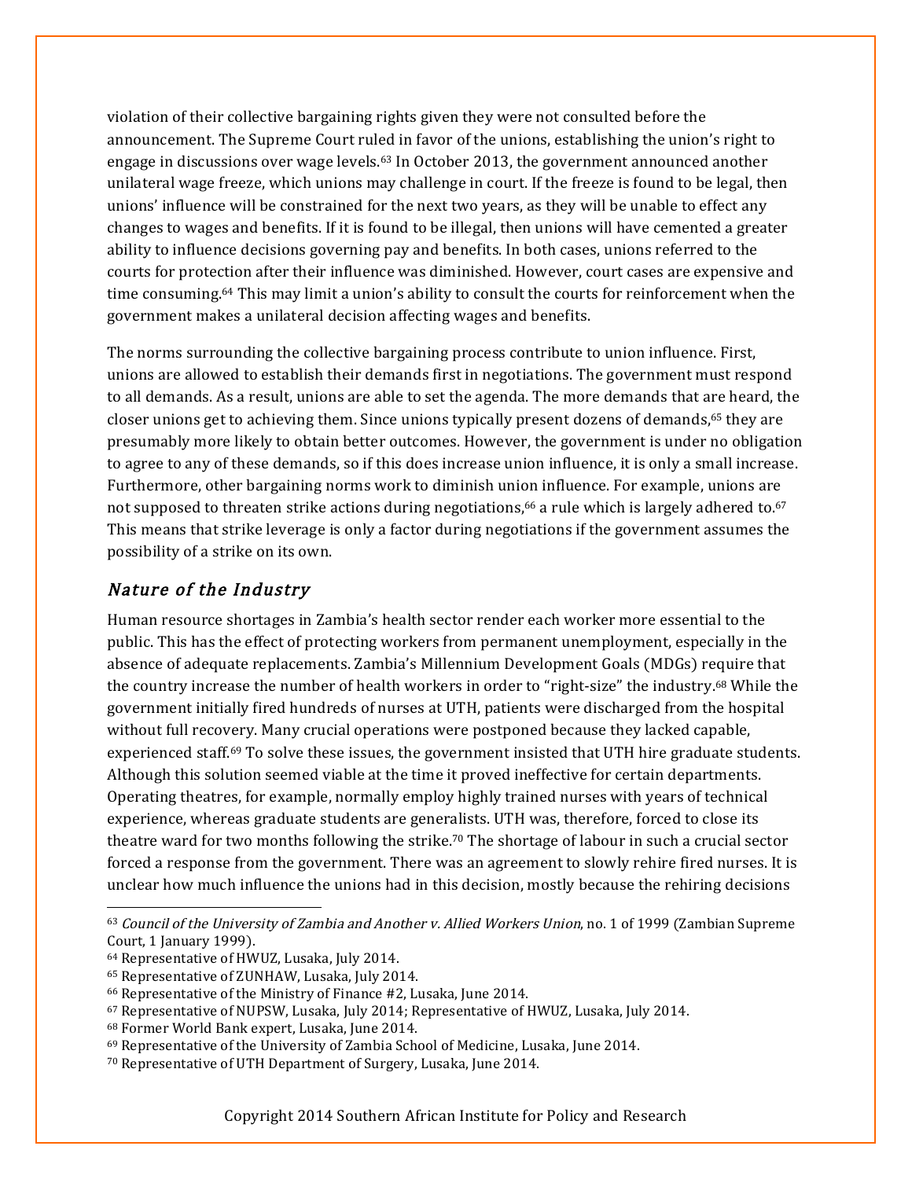violation of their collective bargaining rights given they were not consulted before the announcement. The Supreme Court ruled in favor of the unions, establishing the union's right to engage in discussions over wage levels.[63] In October 2013, the government announced another unilateral wage freeze, which unions may challenge in court. If the freeze is found to be legal, then unions' influence will be constrained for the next two years, as they will be unable to effect any changes to wages and benefits. If it is found to be illegal, then unions will have cemented a greater ability to influence decisions governing pay and benefits. In both cases, unions referred to the courts for protection after their influence was diminished. However, court cases are expensive and time consuming.[64] This may limit a union's ability to consult the courts for reinforcement when the government makes a unilateral decision affecting wages and benefits.

The norms surrounding the collective bargaining process contribute to union influence. First, unions are allowed to establish their demands first in negotiations. The government must respond to all demands. As a result, unions are able to set the agenda. The more demands that are heard, the closer unions get to achieving them. Since unions typically present dozens of demands,[65] they are presumably more likely to obtain better outcomes. However, the government is under no obligation to agree to any of these demands, so if this does increase union influence, it is only a small increase. Furthermore, other bargaining norms work to diminish union influence. For example, unions are not supposed to threaten strike actions during negotiations,[66] a rule which is largely adhered to.[67] This means that strike leverage is only a factor during negotiations if the government assumes the possibility of a strike on its own.

### *Nature of the Industry*

Human resource shortages in Zambia's health sector render each worker more essential to the public. This has the effect of protecting workers from permanent unemployment, especially in the absence of adequate replacements. Zambia's Millennium Development Goals (MDGs) require that the country increase the number of health workers in order to "right-size" the industry.[68] While the government initially fired hundreds of nurses at UTH, patients were discharged from the hospital without full recovery. Many crucial operations were postponed because they lacked capable, experienced staff.[69] To solve these issues, the government insisted that UTH hire graduate students. Although this solution seemed viable at the time it proved ineffective for certain departments. Operating theatres, for example, normally employ highly trained nurses with years of technical experience, whereas graduate students are generalists. UTH was, therefore, forced to close its theatre ward for two months following the strike.[70] The shortage of labour in such a crucial sector forced a response from the government. There was an agreement to slowly rehire fired nurses. It is unclear how much influence the unions had in this decision, mostly because the rehiring decisions

---

[63] *Council of the University of Zambia and Another v. Allied Workers Union*, no. 1 of 1999 (Zambian Supreme Court, 1 January 1999).

[64] Representative of HWUZ, Lusaka, July 2014.

[65] Representative of ZUNHAW, Lusaka, July 2014.

[66] Representative of the Ministry of Finance #2, Lusaka, June 2014.

[67] Representative of NUPSW, Lusaka, July 2014; Representative of HWUZ, Lusaka, July 2014.

[68] Former World Bank expert, Lusaka, June 2014.

[69] Representative of the University of Zambia School of Medicine, Lusaka, June 2014.

[70] Representative of UTH Department of Surgery, Lusaka, June 2014.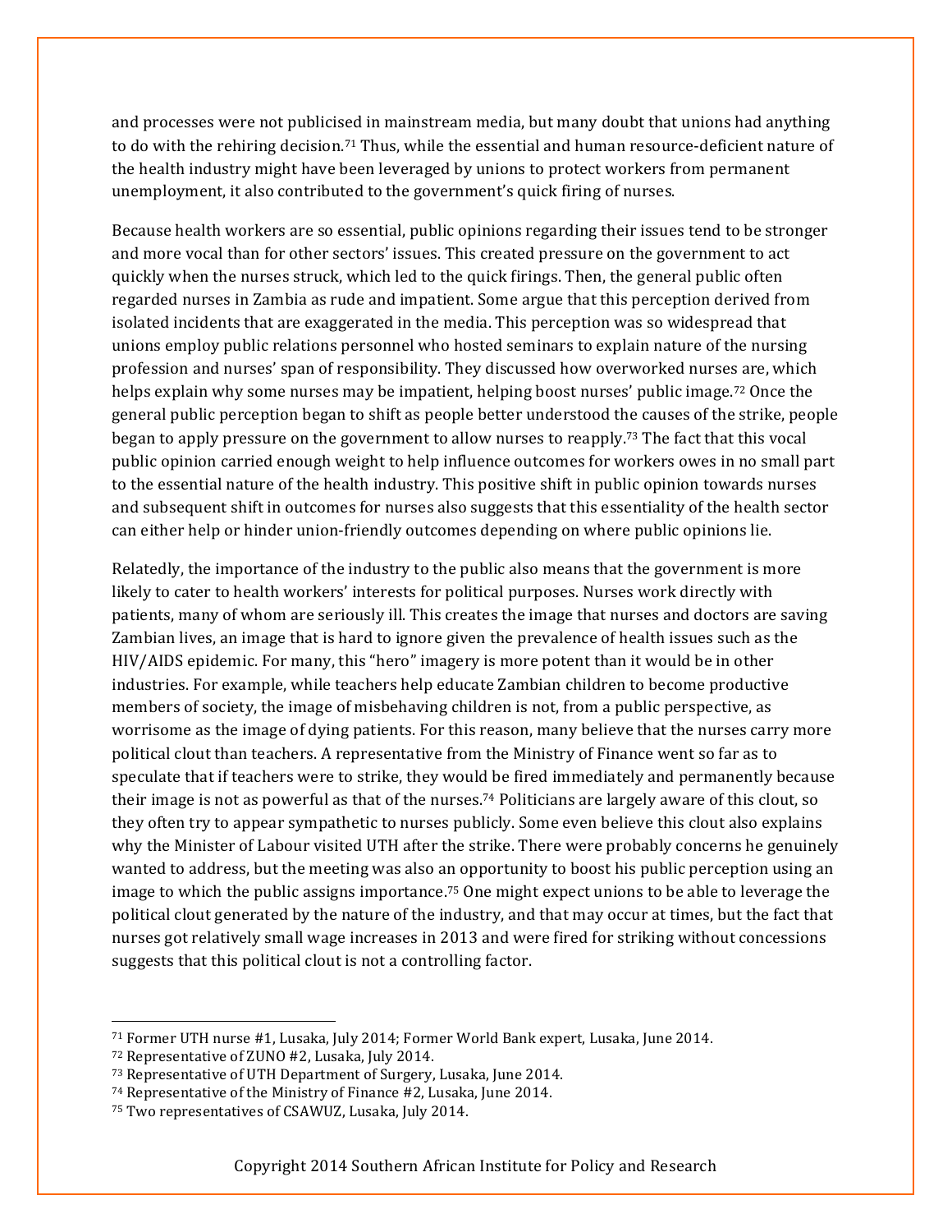and processes were not publicised in mainstream media, but many doubt that unions had anything to do with the rehiring decision.[71] Thus, while the essential and human resource-deficient nature of the health industry might have been leveraged by unions to protect workers from permanent unemployment, it also contributed to the government's quick firing of nurses.

Because health workers are so essential, public opinions regarding their issues tend to be stronger and more vocal than for other sectors' issues. This created pressure on the government to act quickly when the nurses struck, which led to the quick firings. Then, the general public often regarded nurses in Zambia as rude and impatient. Some argue that this perception derived from isolated incidents that are exaggerated in the media. This perception was so widespread that unions employ public relations personnel who hosted seminars to explain nature of the nursing profession and nurses' span of responsibility. They discussed how overworked nurses are, which helps explain why some nurses may be impatient, helping boost nurses' public image.[72] Once the general public perception began to shift as people better understood the causes of the strike, people began to apply pressure on the government to allow nurses to reapply.[73] The fact that this vocal public opinion carried enough weight to help influence outcomes for workers owes in no small part to the essential nature of the health industry. This positive shift in public opinion towards nurses and subsequent shift in outcomes for nurses also suggests that this essentiality of the health sector can either help or hinder union-friendly outcomes depending on where public opinions lie.

Relatedly, the importance of the industry to the public also means that the government is more likely to cater to health workers' interests for political purposes. Nurses work directly with patients, many of whom are seriously ill. This creates the image that nurses and doctors are saving Zambian lives, an image that is hard to ignore given the prevalence of health issues such as the HIV/AIDS epidemic. For many, this "hero" imagery is more potent than it would be in other industries. For example, while teachers help educate Zambian children to become productive members of society, the image of misbehaving children is not, from a public perspective, as worrisome as the image of dying patients. For this reason, many believe that the nurses carry more political clout than teachers. A representative from the Ministry of Finance went so far as to speculate that if teachers were to strike, they would be fired immediately and permanently because their image is not as powerful as that of the nurses.[74] Politicians are largely aware of this clout, so they often try to appear sympathetic to nurses publicly. Some even believe this clout also explains why the Minister of Labour visited UTH after the strike. There were probably concerns he genuinely wanted to address, but the meeting was also an opportunity to boost his public perception using an image to which the public assigns importance.[75] One might expect unions to be able to leverage the political clout generated by the nature of the industry, and that may occur at times, but the fact that nurses got relatively small wage increases in 2013 and were fired for striking without concessions suggests that this political clout is not a controlling factor.

---

[71] Former UTH nurse #1, Lusaka, July 2014; Former World Bank expert, Lusaka, June 2014.

[72] Representative of ZUNO #2, Lusaka, July 2014.

[73] Representative of UTH Department of Surgery, Lusaka, June 2014.

[74] Representative of the Ministry of Finance #2, Lusaka, June 2014.

[75] Two representatives of CSAWUZ, Lusaka, July 2014.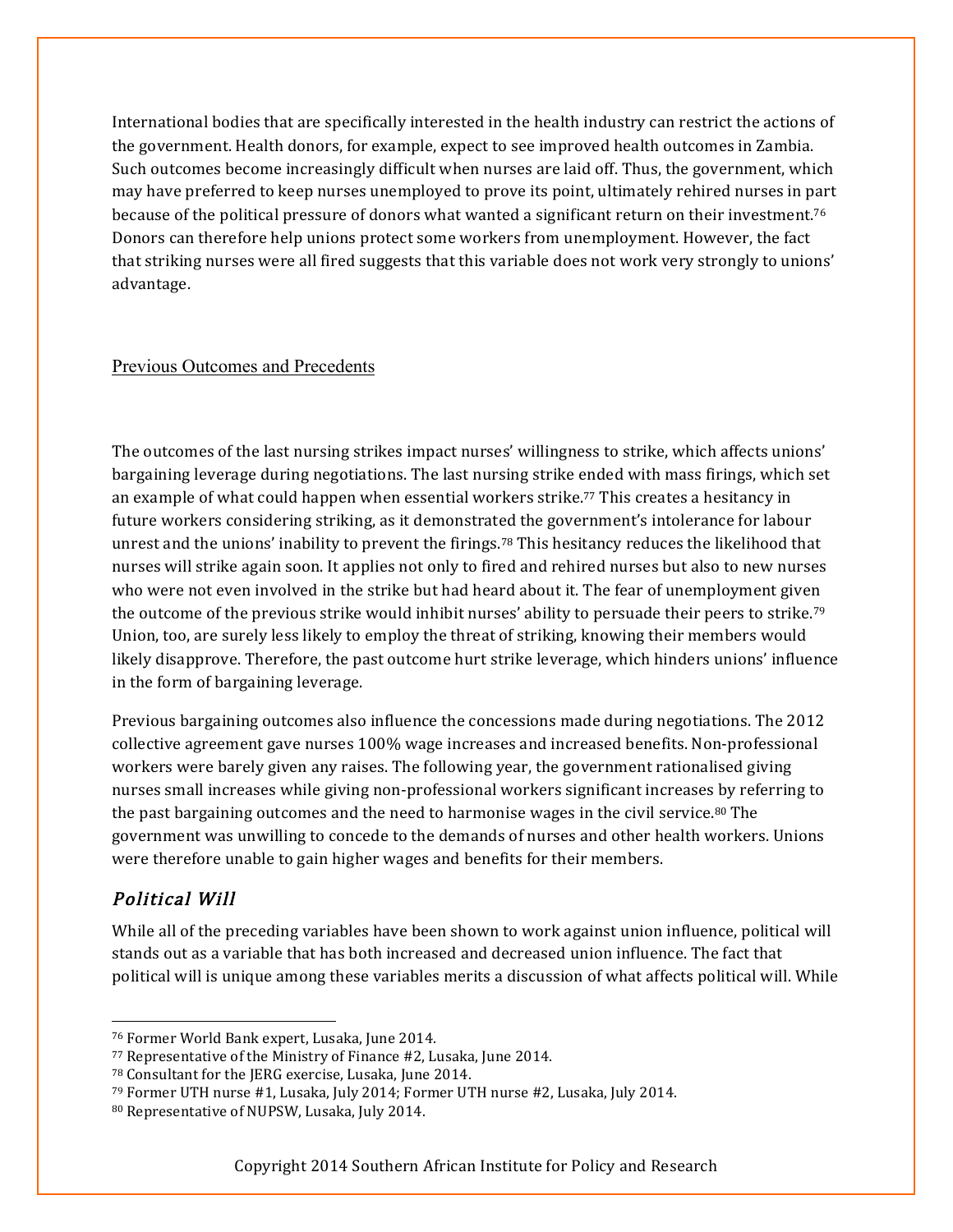International bodies that are specifically interested in the health industry can restrict the actions of the government. Health donors, for example, expect to see improved health outcomes in Zambia. Such outcomes become increasingly difficult when nurses are laid off. Thus, the government, which may have preferred to keep nurses unemployed to prove its point, ultimately rehired nurses in part because of the political pressure of donors what wanted a significant return on their investment.[76] Donors can therefore help unions protect some workers from unemployment. However, the fact that striking nurses were all fired suggests that this variable does not work very strongly to unions' advantage.

### Previous Outcomes and Precedents

The outcomes of the last nursing strikes impact nurses' willingness to strike, which affects unions' bargaining leverage during negotiations. The last nursing strike ended with mass firings, which set an example of what could happen when essential workers strike.[77] This creates a hesitancy in future workers considering striking, as it demonstrated the government's intolerance for labour unrest and the unions' inability to prevent the firings.[78] This hesitancy reduces the likelihood that nurses will strike again soon. It applies not only to fired and rehired nurses but also to new nurses who were not even involved in the strike but had heard about it. The fear of unemployment given the outcome of the previous strike would inhibit nurses' ability to persuade their peers to strike.[79] Union, too, are surely less likely to employ the threat of striking, knowing their members would likely disapprove. Therefore, the past outcome hurt strike leverage, which hinders unions' influence in the form of bargaining leverage.

Previous bargaining outcomes also influence the concessions made during negotiations. The 2012 collective agreement gave nurses 100% wage increases and increased benefits. Non-professional workers were barely given any raises. The following year, the government rationalised giving nurses small increases while giving non-professional workers significant increases by referring to the past bargaining outcomes and the need to harmonise wages in the civil service.[80] The government was unwilling to concede to the demands of nurses and other health workers. Unions were therefore unable to gain higher wages and benefits for their members.

### *Political Will*

While all of the preceding variables have been shown to work against union influence, political will stands out as a variable that has both increased and decreased union influence. The fact that political will is unique among these variables merits a discussion of what affects political will. While

---

[76] Former World Bank expert, Lusaka, June 2014.

[77] Representative of the Ministry of Finance #2, Lusaka, June 2014.

[78] Consultant for the JERG exercise, Lusaka, June 2014.

[79] Former UTH nurse #1, Lusaka, July 2014; Former UTH nurse #2, Lusaka, July 2014.

[80] Representative of NUPSW, Lusaka, July 2014.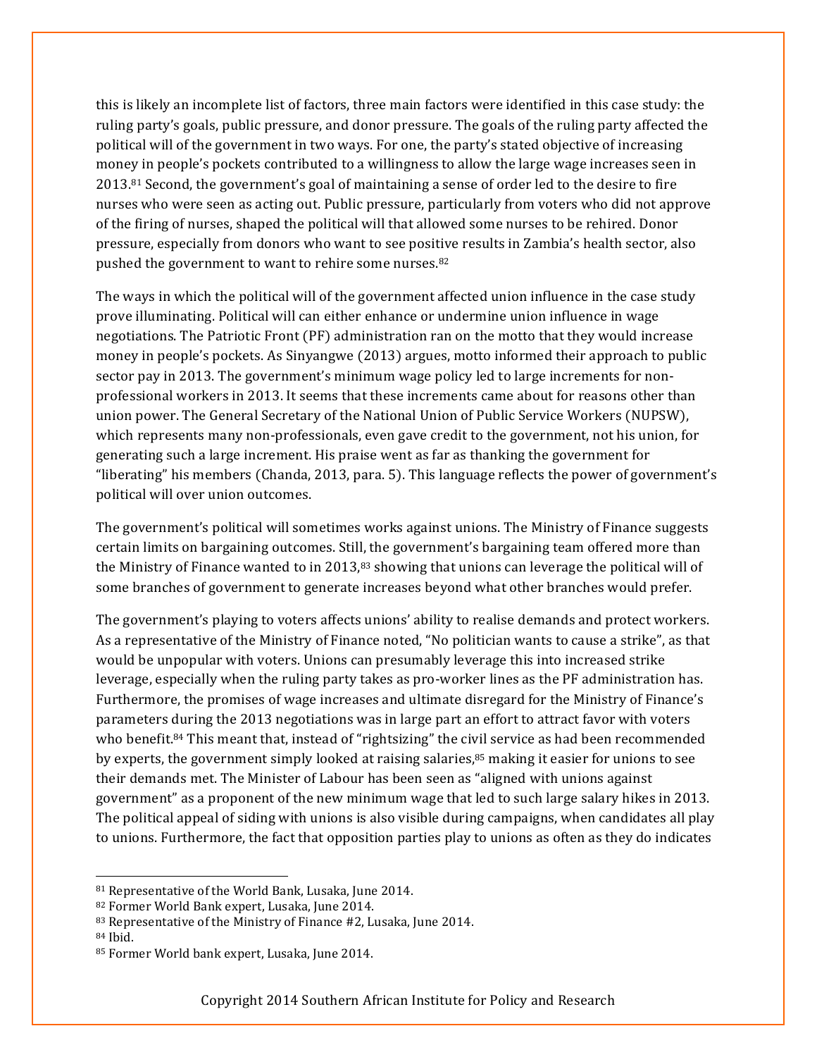this is likely an incomplete list of factors, three main factors were identified in this case study: the ruling party's goals, public pressure, and donor pressure. The goals of the ruling party affected the political will of the government in two ways. For one, the party's stated objective of increasing money in people's pockets contributed to a willingness to allow the large wage increases seen in 2013.[81] Second, the government's goal of maintaining a sense of order led to the desire to fire nurses who were seen as acting out. Public pressure, particularly from voters who did not approve of the firing of nurses, shaped the political will that allowed some nurses to be rehired. Donor pressure, especially from donors who want to see positive results in Zambia's health sector, also pushed the government to want to rehire some nurses.[82]

The ways in which the political will of the government affected union influence in the case study prove illuminating. Political will can either enhance or undermine union influence in wage negotiations. The Patriotic Front (PF) administration ran on the motto that they would increase money in people's pockets. As Sinyangwe (2013) argues, motto informed their approach to public sector pay in 2013. The government's minimum wage policy led to large increments for non-professional workers in 2013. It seems that these increments came about for reasons other than union power. The General Secretary of the National Union of Public Service Workers (NUPSW), which represents many non-professionals, even gave credit to the government, not his union, for generating such a large increment. His praise went as far as thanking the government for "liberating" his members (Chanda, 2013, para. 5). This language reflects the power of government's political will over union outcomes.

The government's political will sometimes works against unions. The Ministry of Finance suggests certain limits on bargaining outcomes. Still, the government's bargaining team offered more than the Ministry of Finance wanted to in 2013,[83] showing that unions can leverage the political will of some branches of government to generate increases beyond what other branches would prefer.

The government's playing to voters affects unions' ability to realise demands and protect workers. As a representative of the Ministry of Finance noted, "No politician wants to cause a strike", as that would be unpopular with voters. Unions can presumably leverage this into increased strike leverage, especially when the ruling party takes as pro-worker lines as the PF administration has. Furthermore, the promises of wage increases and ultimate disregard for the Ministry of Finance's parameters during the 2013 negotiations was in large part an effort to attract favor with voters who benefit.[84] This meant that, instead of "rightsizing" the civil service as had been recommended by experts, the government simply looked at raising salaries,[85] making it easier for unions to see their demands met. The Minister of Labour has been seen as "aligned with unions against government" as a proponent of the new minimum wage that led to such large salary hikes in 2013. The political appeal of siding with unions is also visible during campaigns, when candidates all play to unions. Furthermore, the fact that opposition parties play to unions as often as they do indicates

---

[81] Representative of the World Bank, Lusaka, June 2014.

[82] Former World Bank expert, Lusaka, June 2014.

[83] Representative of the Ministry of Finance #2, Lusaka, June 2014.

[84] Ibid.

[85] Former World bank expert, Lusaka, June 2014.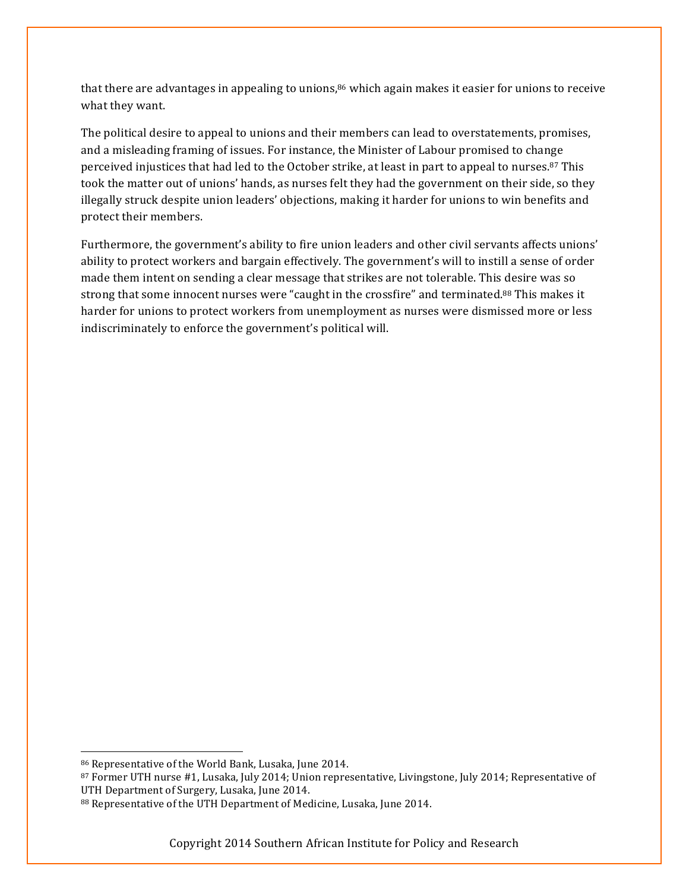that there are advantages in appealing to unions,[86] which again makes it easier for unions to receive what they want.

The political desire to appeal to unions and their members can lead to overstatements, promises, and a misleading framing of issues. For instance, the Minister of Labour promised to change perceived injustices that had led to the October strike, at least in part to appeal to nurses.[87] This took the matter out of unions' hands, as nurses felt they had the government on their side, so they illegally struck despite union leaders' objections, making it harder for unions to win benefits and protect their members.

Furthermore, the government's ability to fire union leaders and other civil servants affects unions' ability to protect workers and bargain effectively. The government's will to instill a sense of order made them intent on sending a clear message that strikes are not tolerable. This desire was so strong that some innocent nurses were "caught in the crossfire" and terminated.[88] This makes it harder for unions to protect workers from unemployment as nurses were dismissed more or less indiscriminately to enforce the government's political will.

---

[86] Representative of the World Bank, Lusaka, June 2014.

[87] Former UTH nurse #1, Lusaka, July 2014; Union representative, Livingstone, July 2014; Representative of UTH Department of Surgery, Lusaka, June 2014.

[88] Representative of the UTH Department of Medicine, Lusaka, June 2014.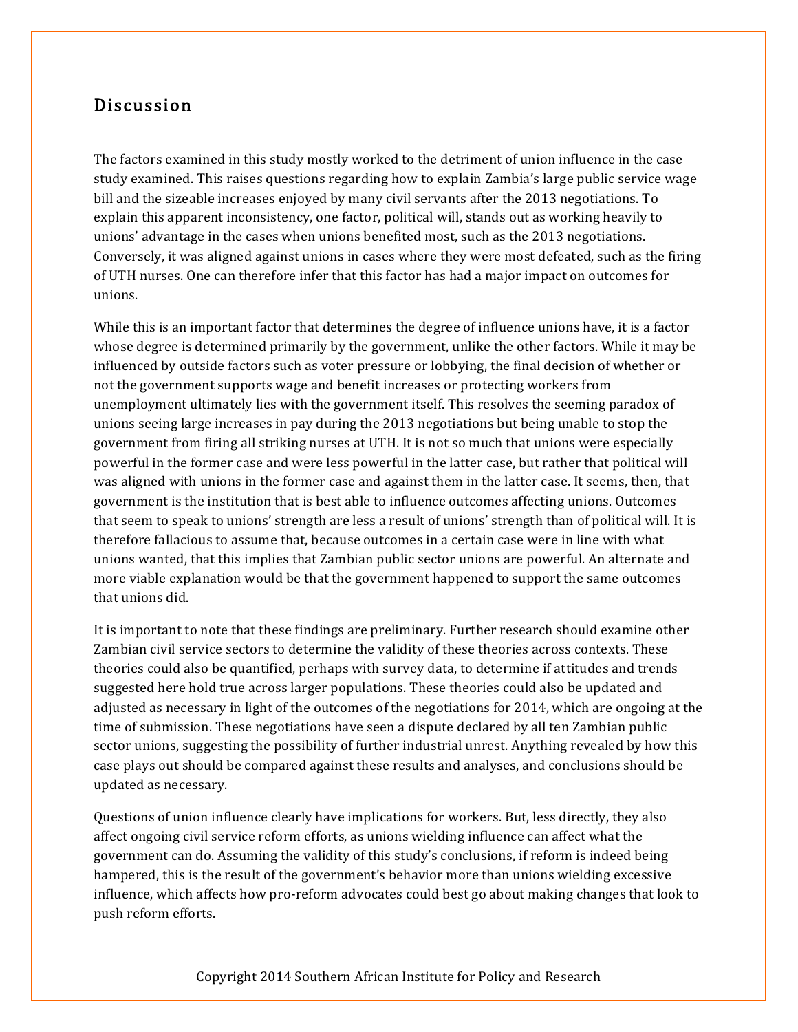## Discussion

The factors examined in this study mostly worked to the detriment of union influence in the case study examined. This raises questions regarding how to explain Zambia's large public service wage bill and the sizeable increases enjoyed by many civil servants after the 2013 negotiations. To explain this apparent inconsistency, one factor, political will, stands out as working heavily to unions' advantage in the cases when unions benefited most, such as the 2013 negotiations. Conversely, it was aligned against unions in cases where they were most defeated, such as the firing of UTH nurses. One can therefore infer that this factor has had a major impact on outcomes for unions.

While this is an important factor that determines the degree of influence unions have, it is a factor whose degree is determined primarily by the government, unlike the other factors. While it may be influenced by outside factors such as voter pressure or lobbying, the final decision of whether or not the government supports wage and benefit increases or protecting workers from unemployment ultimately lies with the government itself. This resolves the seeming paradox of unions seeing large increases in pay during the 2013 negotiations but being unable to stop the government from firing all striking nurses at UTH. It is not so much that unions were especially powerful in the former case and were less powerful in the latter case, but rather that political will was aligned with unions in the former case and against them in the latter case. It seems, then, that government is the institution that is best able to influence outcomes affecting unions. Outcomes that seem to speak to unions' strength are less a result of unions' strength than of political will. It is therefore fallacious to assume that, because outcomes in a certain case were in line with what unions wanted, that this implies that Zambian public sector unions are powerful. An alternate and more viable explanation would be that the government happened to support the same outcomes that unions did.

It is important to note that these findings are preliminary. Further research should examine other Zambian civil service sectors to determine the validity of these theories across contexts. These theories could also be quantified, perhaps with survey data, to determine if attitudes and trends suggested here hold true across larger populations. These theories could also be updated and adjusted as necessary in light of the outcomes of the negotiations for 2014, which are ongoing at the time of submission. These negotiations have seen a dispute declared by all ten Zambian public sector unions, suggesting the possibility of further industrial unrest. Anything revealed by how this case plays out should be compared against these results and analyses, and conclusions should be updated as necessary.

Questions of union influence clearly have implications for workers. But, less directly, they also affect ongoing civil service reform efforts, as unions wielding influence can affect what the government can do. Assuming the validity of this study's conclusions, if reform is indeed being hampered, this is the result of the government's behavior more than unions wielding excessive influence, which affects how pro-reform advocates could best go about making changes that look to push reform efforts.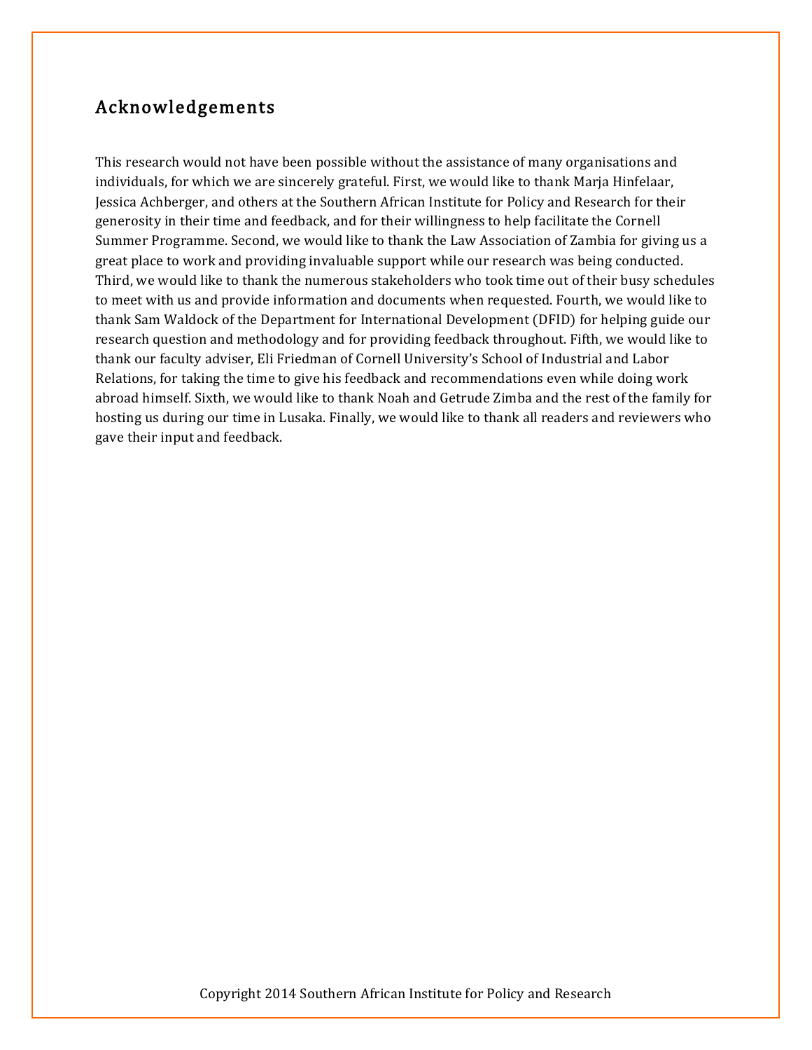## Acknowledgements

This research would not have been possible without the assistance of many organisations and individuals, for which we are sincerely grateful. First, we would like to thank Marja Hinfelaar, Jessica Achberger, and others at the Southern African Institute for Policy and Research for their generosity in their time and feedback, and for their willingness to help facilitate the Cornell Summer Programme. Second, we would like to thank the Law Association of Zambia for giving us a great place to work and providing invaluable support while our research was being conducted. Third, we would like to thank the numerous stakeholders who took time out of their busy schedules to meet with us and provide information and documents when requested. Fourth, we would like to thank Sam Waldock of the Department for International Development (DFID) for helping guide our research question and methodology and for providing feedback throughout. Fifth, we would like to thank our faculty adviser, Eli Friedman of Cornell University's School of Industrial and Labor Relations, for taking the time to give his feedback and recommendations even while doing work abroad himself. Sixth, we would like to thank Noah and Getrude Zimba and the rest of the family for hosting us during our time in Lusaka. Finally, we would like to thank all readers and reviewers who gave their input and feedback.

Copyright 2014 Southern African Institute for Policy and Research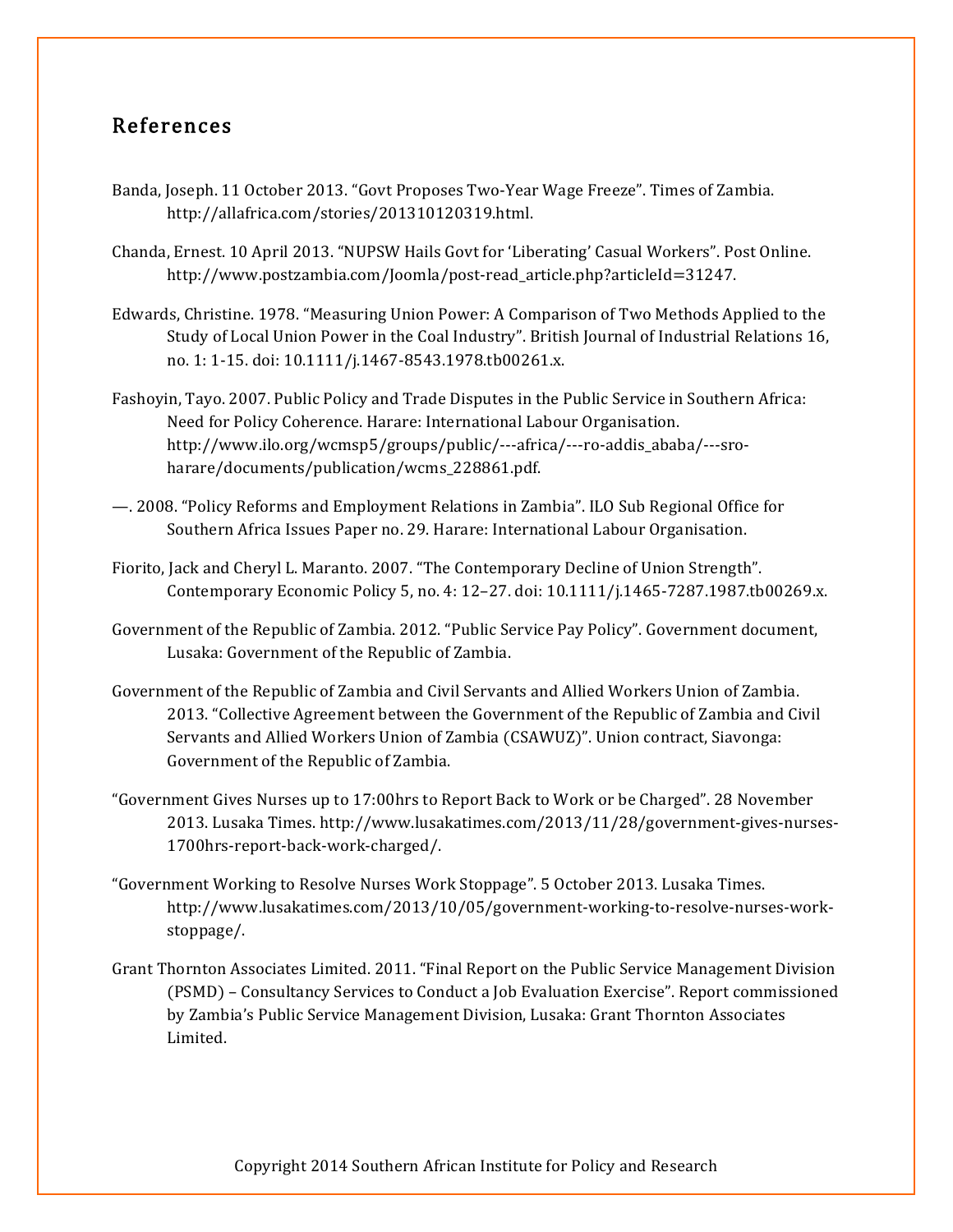## References

Banda, Joseph. 11 October 2013. "Govt Proposes Two-Year Wage Freeze". Times of Zambia. http://allafrica.com/stories/201310120319.html.

Chanda, Ernest. 10 April 2013. "NUPSW Hails Govt for 'Liberating' Casual Workers". Post Online. http://www.postzambia.com/Joomla/post-read_article.php?articleId=31247.

Edwards, Christine. 1978. "Measuring Union Power: A Comparison of Two Methods Applied to the Study of Local Union Power in the Coal Industry". British Journal of Industrial Relations 16, no. 1: 1-15. doi: 10.1111/j.1467-8543.1978.tb00261.x.

Fashoyin, Tayo. 2007. Public Policy and Trade Disputes in the Public Service in Southern Africa: Need for Policy Coherence. Harare: International Labour Organisation. http://www.ilo.org/wcmsp5/groups/public/---africa/---ro-addis_ababa/---sro-harare/documents/publication/wcms_228861.pdf.

—. 2008. "Policy Reforms and Employment Relations in Zambia". ILO Sub Regional Office for Southern Africa Issues Paper no. 29. Harare: International Labour Organisation.

Fiorito, Jack and Cheryl L. Maranto. 2007. "The Contemporary Decline of Union Strength". Contemporary Economic Policy 5, no. 4: 12–27. doi: 10.1111/j.1465-7287.1987.tb00269.x.

Government of the Republic of Zambia. 2012. "Public Service Pay Policy". Government document, Lusaka: Government of the Republic of Zambia.

Government of the Republic of Zambia and Civil Servants and Allied Workers Union of Zambia. 2013. "Collective Agreement between the Government of the Republic of Zambia and Civil Servants and Allied Workers Union of Zambia (CSAWUZ)". Union contract, Siavonga: Government of the Republic of Zambia.

"Government Gives Nurses up to 17:00hrs to Report Back to Work or be Charged". 28 November 2013. Lusaka Times. http://www.lusakatimes.com/2013/11/28/government-gives-nurses-1700hrs-report-back-work-charged/.

"Government Working to Resolve Nurses Work Stoppage". 5 October 2013. Lusaka Times. http://www.lusakatimes.com/2013/10/05/government-working-to-resolve-nurses-work-stoppage/.

Grant Thornton Associates Limited. 2011. "Final Report on the Public Service Management Division (PSMD) – Consultancy Services to Conduct a Job Evaluation Exercise". Report commissioned by Zambia's Public Service Management Division, Lusaka: Grant Thornton Associates Limited.

Copyright 2014 Southern African Institute for Policy and Research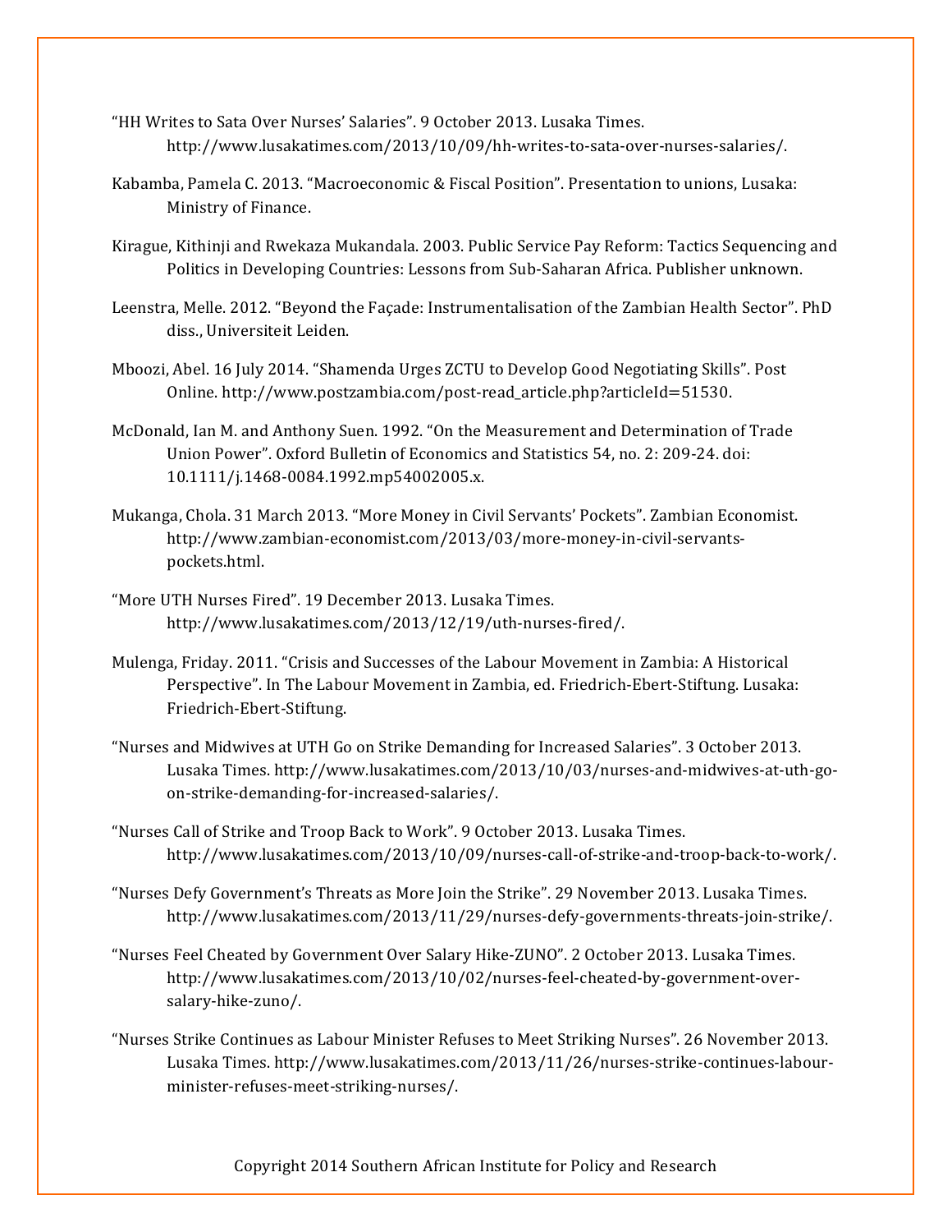"HH Writes to Sata Over Nurses' Salaries". 9 October 2013. Lusaka Times. http://www.lusakatimes.com/2013/10/09/hh-writes-to-sata-over-nurses-salaries/.

Kabamba, Pamela C. 2013. "Macroeconomic & Fiscal Position". Presentation to unions, Lusaka: Ministry of Finance.

Kirague, Kithinji and Rwekaza Mukandala. 2003. Public Service Pay Reform: Tactics Sequencing and Politics in Developing Countries: Lessons from Sub-Saharan Africa. Publisher unknown.

Leenstra, Melle. 2012. "Beyond the Façade: Instrumentalisation of the Zambian Health Sector". PhD diss., Universiteit Leiden.

Mboozi, Abel. 16 July 2014. "Shamenda Urges ZCTU to Develop Good Negotiating Skills". Post Online. http://www.postzambia.com/post-read_article.php?articleId=51530.

McDonald, Ian M. and Anthony Suen. 1992. "On the Measurement and Determination of Trade Union Power". Oxford Bulletin of Economics and Statistics 54, no. 2: 209-24. doi: 10.1111/j.1468-0084.1992.mp54002005.x.

Mukanga, Chola. 31 March 2013. "More Money in Civil Servants' Pockets". Zambian Economist. http://www.zambian-economist.com/2013/03/more-money-in-civil-servants-pockets.html.

"More UTH Nurses Fired". 19 December 2013. Lusaka Times. http://www.lusakatimes.com/2013/12/19/uth-nurses-fired/.

Mulenga, Friday. 2011. "Crisis and Successes of the Labour Movement in Zambia: A Historical Perspective". In The Labour Movement in Zambia, ed. Friedrich-Ebert-Stiftung. Lusaka: Friedrich-Ebert-Stiftung.

"Nurses and Midwives at UTH Go on Strike Demanding for Increased Salaries". 3 October 2013. Lusaka Times. http://www.lusakatimes.com/2013/10/03/nurses-and-midwives-at-uth-go-on-strike-demanding-for-increased-salaries/.

"Nurses Call of Strike and Troop Back to Work". 9 October 2013. Lusaka Times. http://www.lusakatimes.com/2013/10/09/nurses-call-of-strike-and-troop-back-to-work/.

"Nurses Defy Government's Threats as More Join the Strike". 29 November 2013. Lusaka Times. http://www.lusakatimes.com/2013/11/29/nurses-defy-governments-threats-join-strike/.

"Nurses Feel Cheated by Government Over Salary Hike-ZUNO". 2 October 2013. Lusaka Times. http://www.lusakatimes.com/2013/10/02/nurses-feel-cheated-by-government-over-salary-hike-zuno/.

"Nurses Strike Continues as Labour Minister Refuses to Meet Striking Nurses". 26 November 2013. Lusaka Times. http://www.lusakatimes.com/2013/11/26/nurses-strike-continues-labour-minister-refuses-meet-striking-nurses/.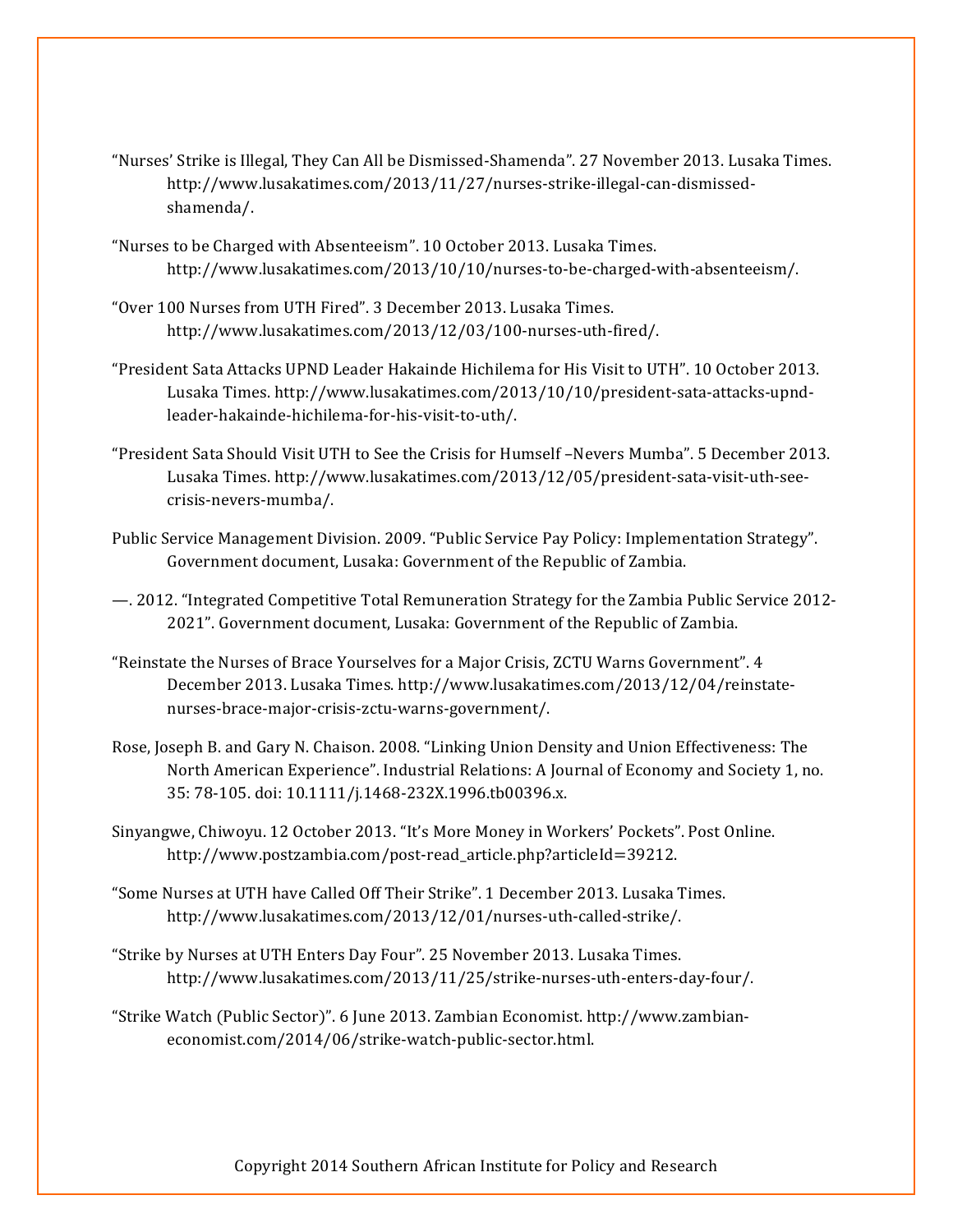"Nurses' Strike is Illegal, They Can All be Dismissed-Shamenda". 27 November 2013. Lusaka Times. http://www.lusakatimes.com/2013/11/27/nurses-strike-illegal-can-dismissed-shamenda/.

"Nurses to be Charged with Absenteeism". 10 October 2013. Lusaka Times. http://www.lusakatimes.com/2013/10/10/nurses-to-be-charged-with-absenteeism/.

"Over 100 Nurses from UTH Fired". 3 December 2013. Lusaka Times. http://www.lusakatimes.com/2013/12/03/100-nurses-uth-fired/.

"President Sata Attacks UPND Leader Hakainde Hichilema for His Visit to UTH". 10 October 2013. Lusaka Times. http://www.lusakatimes.com/2013/10/10/president-sata-attacks-upnd-leader-hakainde-hichilema-for-his-visit-to-uth/.

"President Sata Should Visit UTH to See the Crisis for Humself –Nevers Mumba". 5 December 2013. Lusaka Times. http://www.lusakatimes.com/2013/12/05/president-sata-visit-uth-see-crisis-nevers-mumba/.

Public Service Management Division. 2009. "Public Service Pay Policy: Implementation Strategy". Government document, Lusaka: Government of the Republic of Zambia.

—. 2012. "Integrated Competitive Total Remuneration Strategy for the Zambia Public Service 2012-2021". Government document, Lusaka: Government of the Republic of Zambia.

"Reinstate the Nurses of Brace Yourselves for a Major Crisis, ZCTU Warns Government". 4 December 2013. Lusaka Times. http://www.lusakatimes.com/2013/12/04/reinstate-nurses-brace-major-crisis-zctu-warns-government/.

Rose, Joseph B. and Gary N. Chaison. 2008. "Linking Union Density and Union Effectiveness: The North American Experience". Industrial Relations: A Journal of Economy and Society 1, no. 35: 78-105. doi: 10.1111/j.1468-232X.1996.tb00396.x.

Sinyangwe, Chiwoyu. 12 October 2013. "It's More Money in Workers' Pockets". Post Online. http://www.postzambia.com/post-read_article.php?articleId=39212.

"Some Nurses at UTH have Called Off Their Strike". 1 December 2013. Lusaka Times. http://www.lusakatimes.com/2013/12/01/nurses-uth-called-strike/.

"Strike by Nurses at UTH Enters Day Four". 25 November 2013. Lusaka Times. http://www.lusakatimes.com/2013/11/25/strike-nurses-uth-enters-day-four/.

"Strike Watch (Public Sector)". 6 June 2013. Zambian Economist. http://www.zambian-economist.com/2014/06/strike-watch-public-sector.html.

Copyright 2014 Southern African Institute for Policy and Research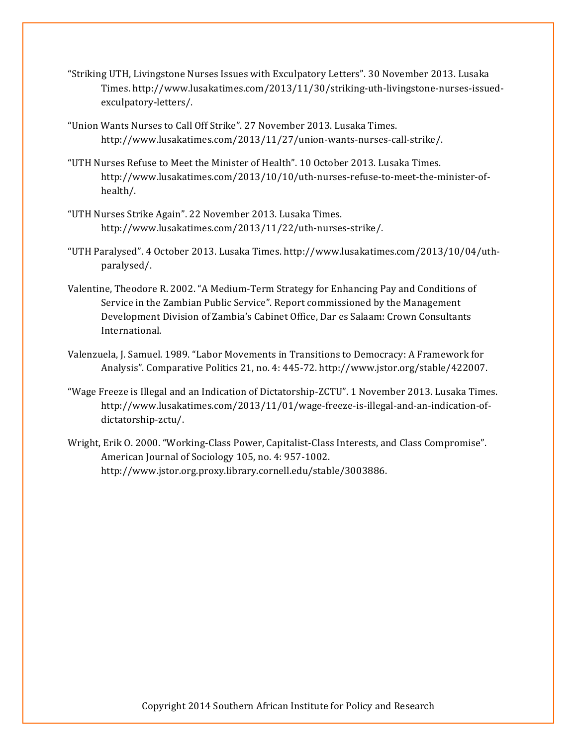"Striking UTH, Livingstone Nurses Issues with Exculpatory Letters". 30 November 2013. Lusaka Times. http://www.lusakatimes.com/2013/11/30/striking-uth-livingstone-nurses-issued-exculpatory-letters/.

"Union Wants Nurses to Call Off Strike". 27 November 2013. Lusaka Times. http://www.lusakatimes.com/2013/11/27/union-wants-nurses-call-strike/.

"UTH Nurses Refuse to Meet the Minister of Health". 10 October 2013. Lusaka Times. http://www.lusakatimes.com/2013/10/10/uth-nurses-refuse-to-meet-the-minister-of-health/.

"UTH Nurses Strike Again". 22 November 2013. Lusaka Times. http://www.lusakatimes.com/2013/11/22/uth-nurses-strike/.

"UTH Paralysed". 4 October 2013. Lusaka Times. http://www.lusakatimes.com/2013/10/04/uth-paralysed/.

Valentine, Theodore R. 2002. "A Medium-Term Strategy for Enhancing Pay and Conditions of Service in the Zambian Public Service". Report commissioned by the Management Development Division of Zambia's Cabinet Office, Dar es Salaam: Crown Consultants International.

Valenzuela, J. Samuel. 1989. "Labor Movements in Transitions to Democracy: A Framework for Analysis". Comparative Politics 21, no. 4: 445-72. http://www.jstor.org/stable/422007.

"Wage Freeze is Illegal and an Indication of Dictatorship-ZCTU". 1 November 2013. Lusaka Times. http://www.lusakatimes.com/2013/11/01/wage-freeze-is-illegal-and-an-indication-of-dictatorship-zctu/.

Wright, Erik O. 2000. "Working-Class Power, Capitalist-Class Interests, and Class Compromise". American Journal of Sociology 105, no. 4: 957-1002. http://www.jstor.org.proxy.library.cornell.edu/stable/3003886.

Copyright 2014 Southern African Institute for Policy and Research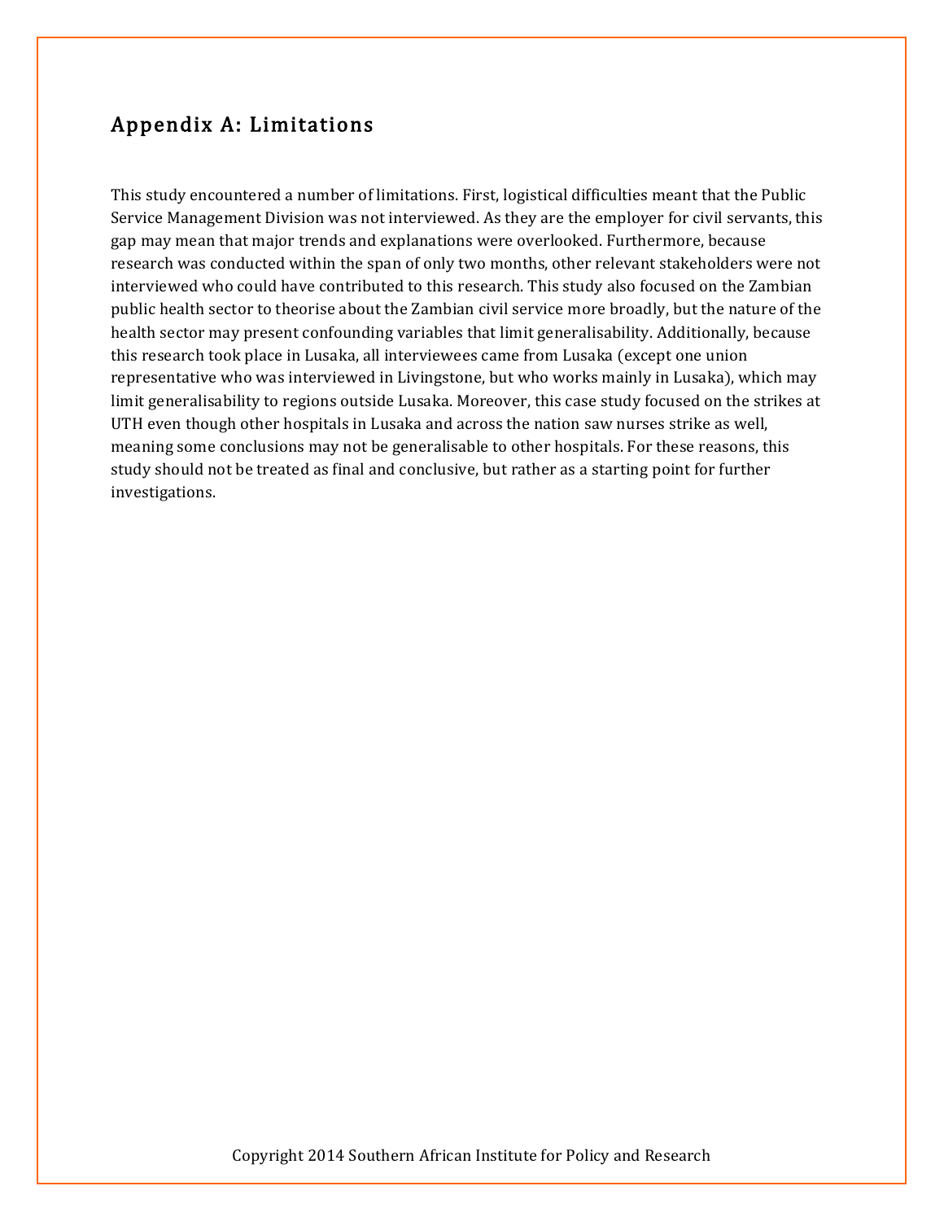## Appendix A: Limitations

This study encountered a number of limitations. First, logistical difficulties meant that the Public Service Management Division was not interviewed. As they are the employer for civil servants, this gap may mean that major trends and explanations were overlooked. Furthermore, because research was conducted within the span of only two months, other relevant stakeholders were not interviewed who could have contributed to this research. This study also focused on the Zambian public health sector to theorise about the Zambian civil service more broadly, but the nature of the health sector may present confounding variables that limit generalisability. Additionally, because this research took place in Lusaka, all interviewees came from Lusaka (except one union representative who was interviewed in Livingstone, but who works mainly in Lusaka), which may limit generalisability to regions outside Lusaka. Moreover, this case study focused on the strikes at UTH even though other hospitals in Lusaka and across the nation saw nurses strike as well, meaning some conclusions may not be generalisable to other hospitals. For these reasons, this study should not be treated as final and conclusive, but rather as a starting point for further investigations.